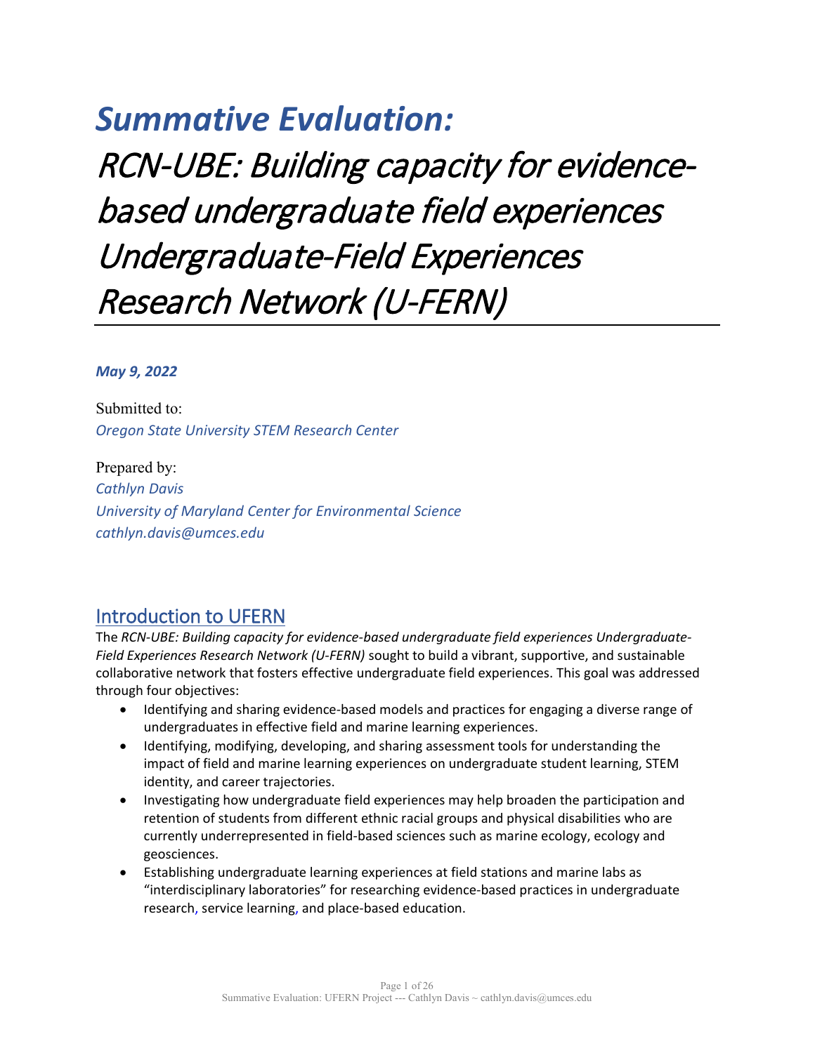# *Summative Evaluation:*

# *RCN-UBE: Building capacity for evidence-based undergraduate field experiences Undergraduate-Field Experiences Research Network (U-FERN)*

***May 9, 2022***

Submitted to:
*Oregon State University STEM Research Center*

Prepared by:
*Cathlyn Davis*
*University of Maryland Center for Environmental Science*
*cathlyn.davis@umces.edu*

## Introduction to UFERN

The *RCN-UBE: Building capacity for evidence-based undergraduate field experiences Undergraduate-Field Experiences Research Network (U-FERN)* sought to build a vibrant, supportive, and sustainable collaborative network that fosters effective undergraduate field experiences. This goal was addressed through four objectives:

- Identifying and sharing evidence-based models and practices for engaging a diverse range of undergraduates in effective field and marine learning experiences.
- Identifying, modifying, developing, and sharing assessment tools for understanding the impact of field and marine learning experiences on undergraduate student learning, STEM identity, and career trajectories.
- Investigating how undergraduate field experiences may help broaden the participation and retention of students from different ethnic racial groups and physical disabilities who are currently underrepresented in field-based sciences such as marine ecology, ecology and geosciences.
- Establishing undergraduate learning experiences at field stations and marine labs as "interdisciplinary laboratories" for researching evidence-based practices in undergraduate research, service learning, and place-based education.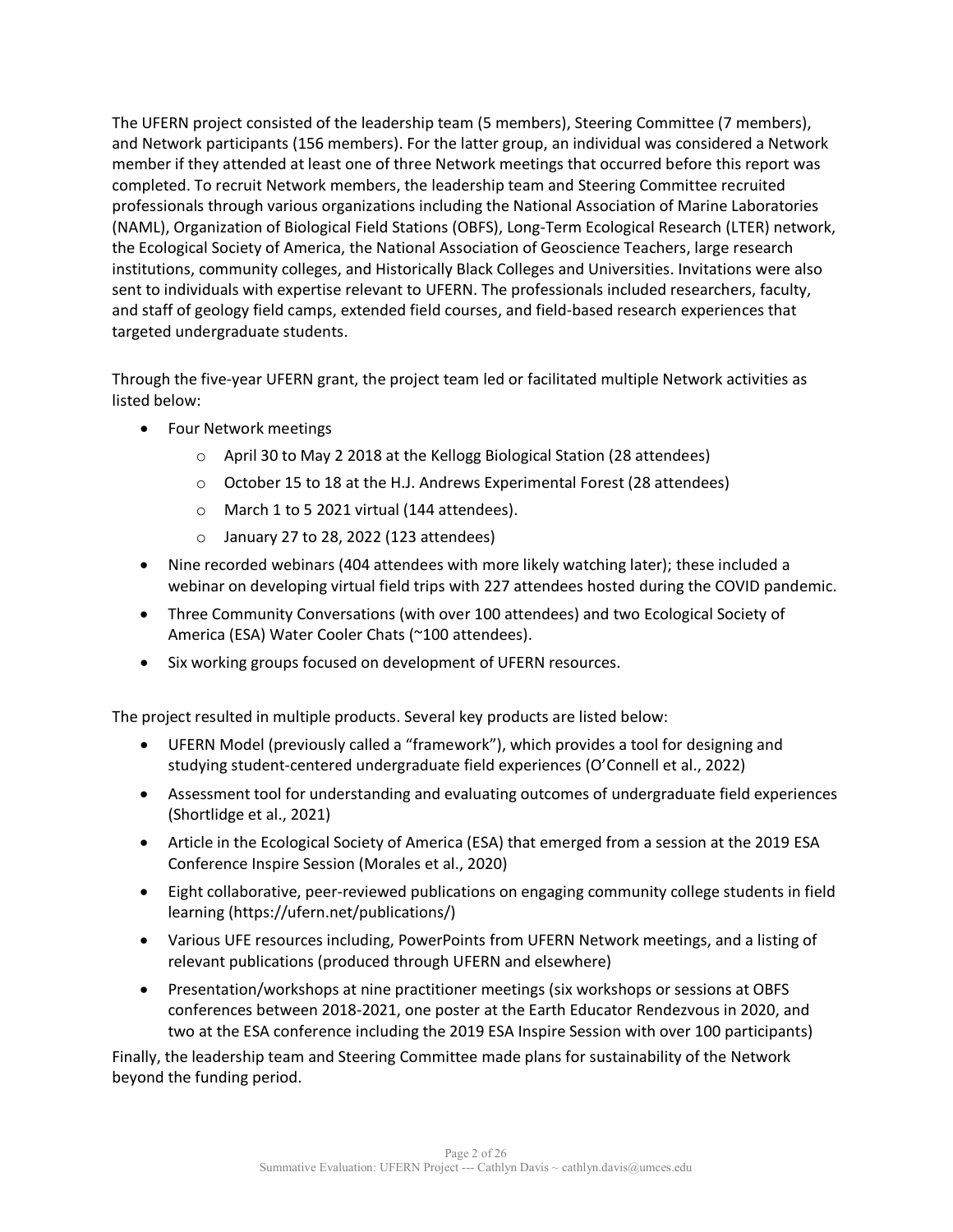The UFERN project consisted of the leadership team (5 members), Steering Committee (7 members), and Network participants (156 members). For the latter group, an individual was considered a Network member if they attended at least one of three Network meetings that occurred before this report was completed. To recruit Network members, the leadership team and Steering Committee recruited professionals through various organizations including the National Association of Marine Laboratories (NAML), Organization of Biological Field Stations (OBFS), Long-Term Ecological Research (LTER) network, the Ecological Society of America, the National Association of Geoscience Teachers, large research institutions, community colleges, and Historically Black Colleges and Universities. Invitations were also sent to individuals with expertise relevant to UFERN. The professionals included researchers, faculty, and staff of geology field camps, extended field courses, and field-based research experiences that targeted undergraduate students.

Through the five-year UFERN grant, the project team led or facilitated multiple Network activities as listed below:

- Four Network meetings
  - April 30 to May 2 2018 at the Kellogg Biological Station (28 attendees)
  - October 15 to 18 at the H.J. Andrews Experimental Forest (28 attendees)
  - March 1 to 5 2021 virtual (144 attendees).
  - January 27 to 28, 2022 (123 attendees)
- Nine recorded webinars (404 attendees with more likely watching later); these included a webinar on developing virtual field trips with 227 attendees hosted during the COVID pandemic.
- Three Community Conversations (with over 100 attendees) and two Ecological Society of America (ESA) Water Cooler Chats (~100 attendees).
- Six working groups focused on development of UFERN resources.

The project resulted in multiple products. Several key products are listed below:

- UFERN Model (previously called a "framework"), which provides a tool for designing and studying student-centered undergraduate field experiences (O'Connell et al., 2022)
- Assessment tool for understanding and evaluating outcomes of undergraduate field experiences (Shortlidge et al., 2021)
- Article in the Ecological Society of America (ESA) that emerged from a session at the 2019 ESA Conference Inspire Session (Morales et al., 2020)
- Eight collaborative, peer-reviewed publications on engaging community college students in field learning (https://ufern.net/publications/)
- Various UFE resources including, PowerPoints from UFERN Network meetings, and a listing of relevant publications (produced through UFERN and elsewhere)
- Presentation/workshops at nine practitioner meetings (six workshops or sessions at OBFS conferences between 2018-2021, one poster at the Earth Educator Rendezvous in 2020, and two at the ESA conference including the 2019 ESA Inspire Session with over 100 participants)

Finally, the leadership team and Steering Committee made plans for sustainability of the Network beyond the funding period.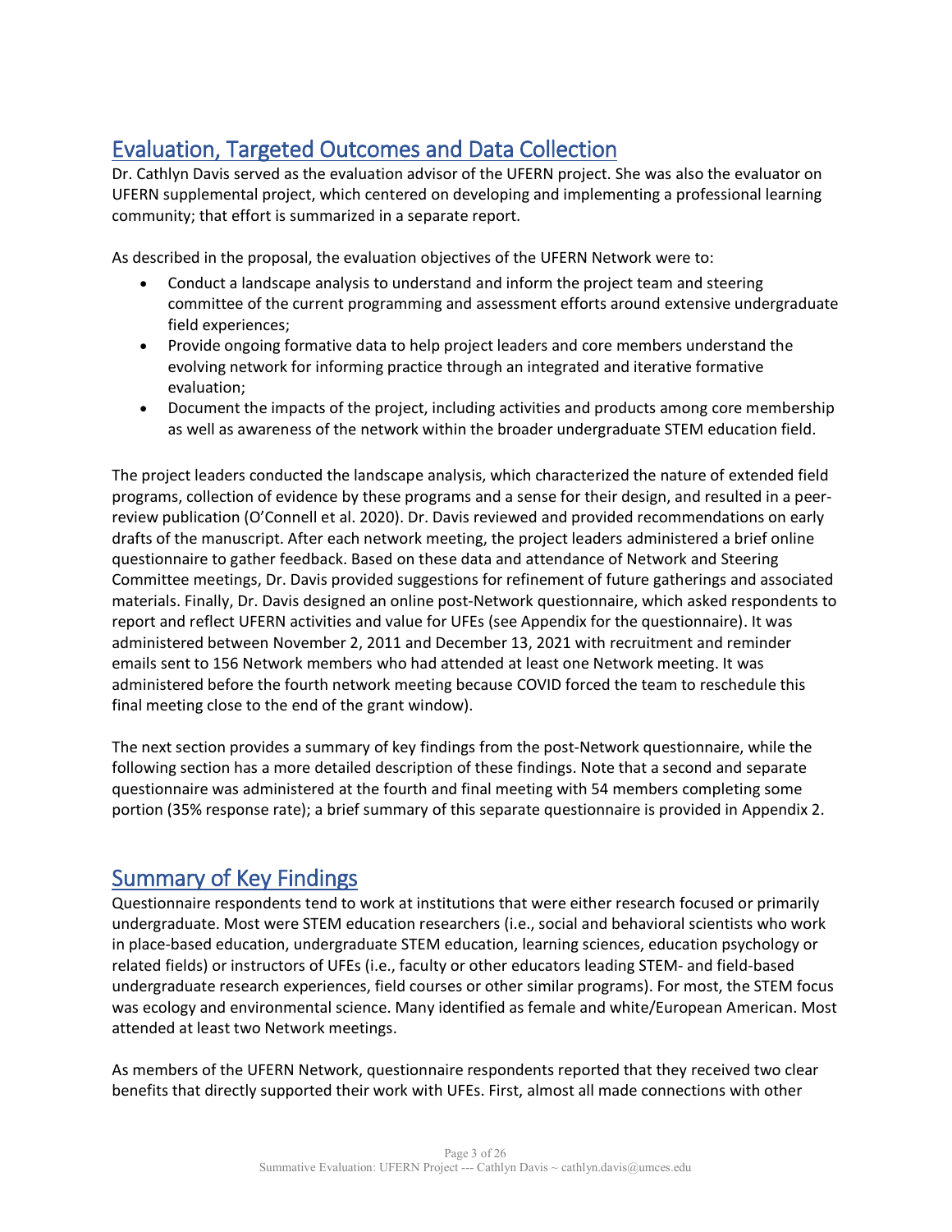## Evaluation, Targeted Outcomes and Data Collection

Dr. Cathlyn Davis served as the evaluation advisor of the UFERN project. She was also the evaluator on UFERN supplemental project, which centered on developing and implementing a professional learning community; that effort is summarized in a separate report.

As described in the proposal, the evaluation objectives of the UFERN Network were to:

- Conduct a landscape analysis to understand and inform the project team and steering committee of the current programming and assessment efforts around extensive undergraduate field experiences;
- Provide ongoing formative data to help project leaders and core members understand the evolving network for informing practice through an integrated and iterative formative evaluation;
- Document the impacts of the project, including activities and products among core membership as well as awareness of the network within the broader undergraduate STEM education field.

The project leaders conducted the landscape analysis, which characterized the nature of extended field programs, collection of evidence by these programs and a sense for their design, and resulted in a peer-review publication (O'Connell et al. 2020). Dr. Davis reviewed and provided recommendations on early drafts of the manuscript. After each network meeting, the project leaders administered a brief online questionnaire to gather feedback. Based on these data and attendance of Network and Steering Committee meetings, Dr. Davis provided suggestions for refinement of future gatherings and associated materials. Finally, Dr. Davis designed an online post-Network questionnaire, which asked respondents to report and reflect UFERN activities and value for UFEs (see Appendix for the questionnaire). It was administered between November 2, 2011 and December 13, 2021 with recruitment and reminder emails sent to 156 Network members who had attended at least one Network meeting. It was administered before the fourth network meeting because COVID forced the team to reschedule this final meeting close to the end of the grant window).

The next section provides a summary of key findings from the post-Network questionnaire, while the following section has a more detailed description of these findings. Note that a second and separate questionnaire was administered at the fourth and final meeting with 54 members completing some portion (35% response rate); a brief summary of this separate questionnaire is provided in Appendix 2.

## Summary of Key Findings

Questionnaire respondents tend to work at institutions that were either research focused or primarily undergraduate. Most were STEM education researchers (i.e., social and behavioral scientists who work in place-based education, undergraduate STEM education, learning sciences, education psychology or related fields) or instructors of UFEs (i.e., faculty or other educators leading STEM- and field-based undergraduate research experiences, field courses or other similar programs). For most, the STEM focus was ecology and environmental science. Many identified as female and white/European American. Most attended at least two Network meetings.

As members of the UFERN Network, questionnaire respondents reported that they received two clear benefits that directly supported their work with UFEs. First, almost all made connections with other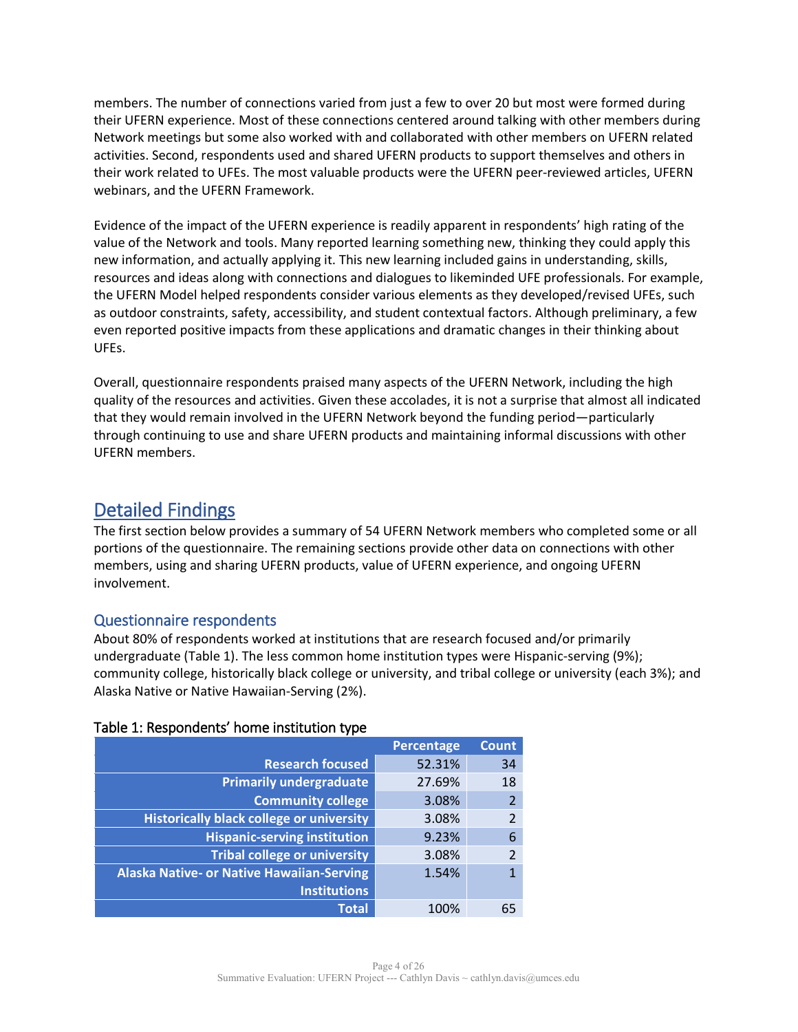members. The number of connections varied from just a few to over 20 but most were formed during their UFERN experience. Most of these connections centered around talking with other members during Network meetings but some also worked with and collaborated with other members on UFERN related activities. Second, respondents used and shared UFERN products to support themselves and others in their work related to UFEs. The most valuable products were the UFERN peer-reviewed articles, UFERN webinars, and the UFERN Framework.

Evidence of the impact of the UFERN experience is readily apparent in respondents' high rating of the value of the Network and tools. Many reported learning something new, thinking they could apply this new information, and actually applying it. This new learning included gains in understanding, skills, resources and ideas along with connections and dialogues to likeminded UFE professionals. For example, the UFERN Model helped respondents consider various elements as they developed/revised UFEs, such as outdoor constraints, safety, accessibility, and student contextual factors. Although preliminary, a few even reported positive impacts from these applications and dramatic changes in their thinking about UFEs.

Overall, questionnaire respondents praised many aspects of the UFERN Network, including the high quality of the resources and activities. Given these accolades, it is not a surprise that almost all indicated that they would remain involved in the UFERN Network beyond the funding period—particularly through continuing to use and share UFERN products and maintaining informal discussions with other UFERN members.

## Detailed Findings

The first section below provides a summary of 54 UFERN Network members who completed some or all portions of the questionnaire. The remaining sections provide other data on connections with other members, using and sharing UFERN products, value of UFERN experience, and ongoing UFERN involvement.

### Questionnaire respondents

About 80% of respondents worked at institutions that are research focused and/or primarily undergraduate (Table 1). The less common home institution types were Hispanic-serving (9%); community college, historically black college or university, and tribal college or university (each 3%); and Alaska Native or Native Hawaiian-Serving (2%).

Table 1: Respondents' home institution type

| | Percentage | Count |
|---|---|---|
| Research focused | 52.31% | 34 |
| Primarily undergraduate | 27.69% | 18 |
| Community college | 3.08% | 2 |
| Historically black college or university | 3.08% | 2 |
| Hispanic-serving institution | 9.23% | 6 |
| Tribal college or university | 3.08% | 2 |
| Alaska Native- or Native Hawaiian-Serving Institutions | 1.54% | 1 |
| Total | 100% | 65 |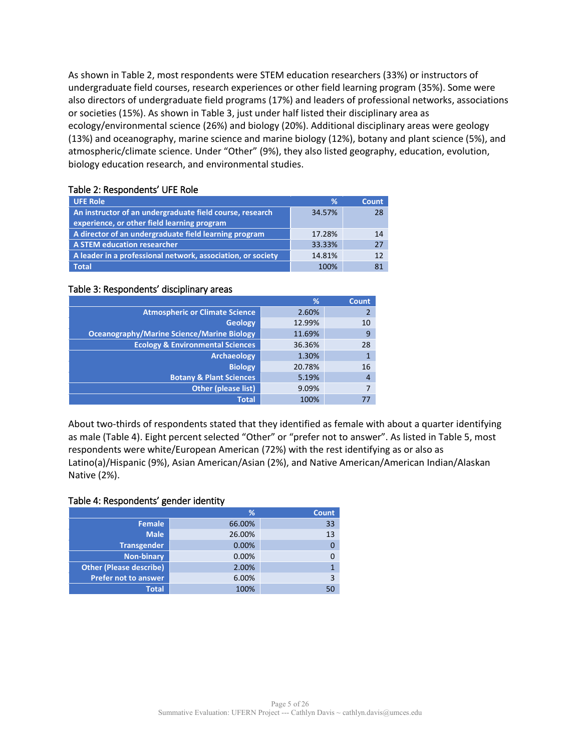As shown in Table 2, most respondents were STEM education researchers (33%) or instructors of undergraduate field courses, research experiences or other field learning program (35%). Some were also directors of undergraduate field programs (17%) and leaders of professional networks, associations or societies (15%). As shown in Table 3, just under half listed their disciplinary area as ecology/environmental science (26%) and biology (20%). Additional disciplinary areas were geology (13%) and oceanography, marine science and marine biology (12%), botany and plant science (5%), and atmospheric/climate science. Under "Other" (9%), they also listed geography, education, evolution, biology education research, and environmental studies.

Table 2: Respondents' UFE Role

| UFE Role | % | Count |
|---|---|---|
| An instructor of an undergraduate field course, research experience, or other field learning program | 34.57% | 28 |
| A director of an undergraduate field learning program | 17.28% | 14 |
| A STEM education researcher | 33.33% | 27 |
| A leader in a professional network, association, or society | 14.81% | 12 |
| Total | 100% | 81 |

Table 3: Respondents' disciplinary areas

| | % | Count |
|---|---|---|
| Atmospheric or Climate Science | 2.60% | 2 |
| Geology | 12.99% | 10 |
| Oceanography/Marine Science/Marine Biology | 11.69% | 9 |
| Ecology & Environmental Sciences | 36.36% | 28 |
| Archaeology | 1.30% | 1 |
| Biology | 20.78% | 16 |
| Botany & Plant Sciences | 5.19% | 4 |
| Other (please list) | 9.09% | 7 |
| Total | 100% | 77 |

About two-thirds of respondents stated that they identified as female with about a quarter identifying as male (Table 4). Eight percent selected "Other" or "prefer not to answer". As listed in Table 5, most respondents were white/European American (72%) with the rest identifying as or also as Latino(a)/Hispanic (9%), Asian American/Asian (2%), and Native American/American Indian/Alaskan Native (2%).

Table 4: Respondents' gender identity

| | % | Count |
|---|---|---|
| Female | 66.00% | 33 |
| Male | 26.00% | 13 |
| Transgender | 0.00% | 0 |
| Non-binary | 0.00% | 0 |
| Other (Please describe) | 2.00% | 1 |
| Prefer not to answer | 6.00% | 3 |
| Total | 100% | 50 |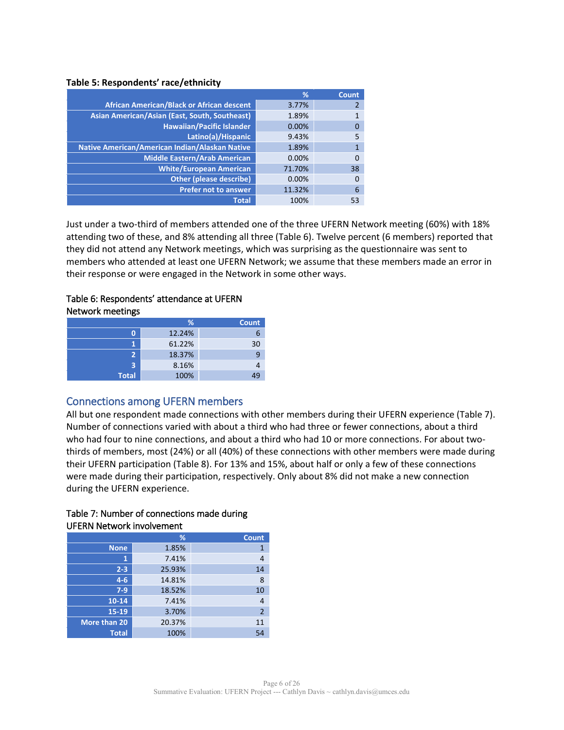**Table 5: Respondents' race/ethnicity**

| | % | Count |
|---|---|---|
| African American/Black or African descent | 3.77% | 2 |
| Asian American/Asian (East, South, Southeast) | 1.89% | 1 |
| Hawaiian/Pacific Islander | 0.00% | 0 |
| Latino(a)/Hispanic | 9.43% | 5 |
| Native American/American Indian/Alaskan Native | 1.89% | 1 |
| Middle Eastern/Arab American | 0.00% | 0 |
| White/European American | 71.70% | 38 |
| Other (please describe) | 0.00% | 0 |
| Prefer not to answer | 11.32% | 6 |
| Total | 100% | 53 |

Just under a two-third of members attended one of the three UFERN Network meeting (60%) with 18% attending two of these, and 8% attending all three (Table 6). Twelve percent (6 members) reported that they did not attend any Network meetings, which was surprising as the questionnaire was sent to members who attended at least one UFERN Network; we assume that these members made an error in their response or were engaged in the Network in some other ways.

Table 6: Respondents' attendance at UFERN Network meetings

| | % | Count |
|---|---|---|
| 0 | 12.24% | 6 |
| 1 | 61.22% | 30 |
| 2 | 18.37% | 9 |
| 3 | 8.16% | 4 |
| Total | 100% | 49 |

## Connections among UFERN members

All but one respondent made connections with other members during their UFERN experience (Table 7). Number of connections varied with about a third who had three or fewer connections, about a third who had four to nine connections, and about a third who had 10 or more connections. For about two-thirds of members, most (24%) or all (40%) of these connections with other members were made during their UFERN participation (Table 8). For 13% and 15%, about half or only a few of these connections were made during their participation, respectively. Only about 8% did not make a new connection during the UFERN experience.

Table 7: Number of connections made during UFERN Network involvement

| | % | Count |
|---|---|---|
| None | 1.85% | 1 |
| 1 | 7.41% | 4 |
| 2-3 | 25.93% | 14 |
| 4-6 | 14.81% | 8 |
| 7-9 | 18.52% | 10 |
| 10-14 | 7.41% | 4 |
| 15-19 | 3.70% | 2 |
| More than 20 | 20.37% | 11 |
| Total | 100% | 54 |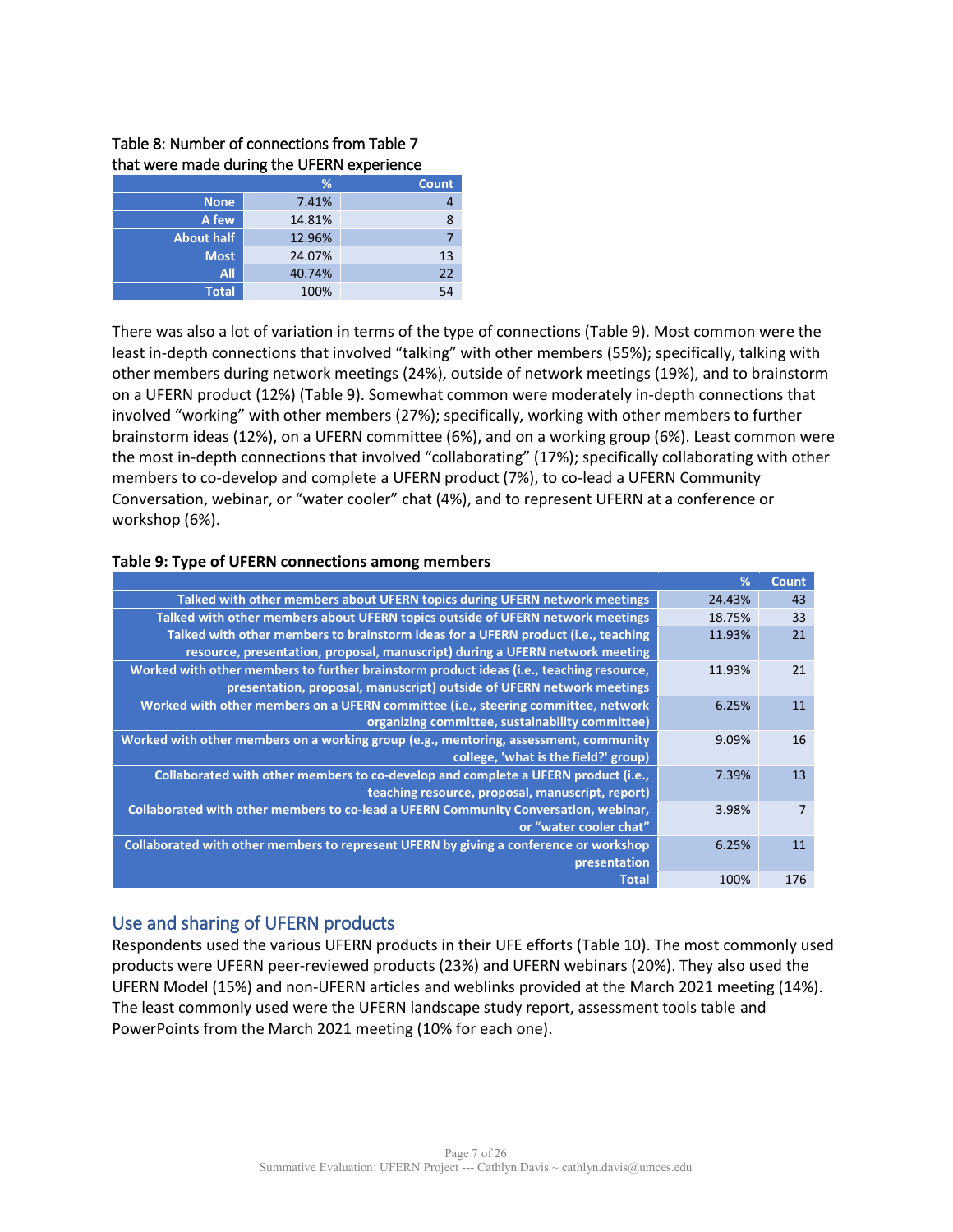Table 8: Number of connections from Table 7 that were made during the UFERN experience

| | % | Count |
|---|---|---|
| None | 7.41% | 4 |
| A few | 14.81% | 8 |
| About half | 12.96% | 7 |
| Most | 24.07% | 13 |
| All | 40.74% | 22 |
| Total | 100% | 54 |

There was also a lot of variation in terms of the type of connections (Table 9). Most common were the least in-depth connections that involved "talking" with other members (55%); specifically, talking with other members during network meetings (24%), outside of network meetings (19%), and to brainstorm on a UFERN product (12%) (Table 9). Somewhat common were moderately in-depth connections that involved "working" with other members (27%); specifically, working with other members to further brainstorm ideas (12%), on a UFERN committee (6%), and on a working group (6%). Least common were the most in-depth connections that involved "collaborating" (17%); specifically collaborating with other members to co-develop and complete a UFERN product (7%), to co-lead a UFERN Community Conversation, webinar, or "water cooler" chat (4%), and to represent UFERN at a conference or workshop (6%).

**Table 9: Type of UFERN connections among members**

| | % | Count |
|---|---|---|
| Talked with other members about UFERN topics during UFERN network meetings | 24.43% | 43 |
| Talked with other members about UFERN topics outside of UFERN network meetings | 18.75% | 33 |
| Talked with other members to brainstorm ideas for a UFERN product (i.e., teaching resource, presentation, proposal, manuscript) during a UFERN network meeting | 11.93% | 21 |
| Worked with other members to further brainstorm product ideas (i.e., teaching resource, presentation, proposal, manuscript) outside of UFERN network meetings | 11.93% | 21 |
| Worked with other members on a UFERN committee (i.e., steering committee, network organizing committee, sustainability committee) | 6.25% | 11 |
| Worked with other members on a working group (e.g., mentoring, assessment, community college, 'what is the field?' group) | 9.09% | 16 |
| Collaborated with other members to co-develop and complete a UFERN product (i.e., teaching resource, proposal, manuscript, report) | 7.39% | 13 |
| Collaborated with other members to co-lead a UFERN Community Conversation, webinar, or "water cooler chat" | 3.98% | 7 |
| Collaborated with other members to represent UFERN by giving a conference or workshop presentation | 6.25% | 11 |
| Total | 100% | 176 |

## Use and sharing of UFERN products

Respondents used the various UFERN products in their UFE efforts (Table 10). The most commonly used products were UFERN peer-reviewed products (23%) and UFERN webinars (20%). They also used the UFERN Model (15%) and non-UFERN articles and weblinks provided at the March 2021 meeting (14%). The least commonly used were the UFERN landscape study report, assessment tools table and PowerPoints from the March 2021 meeting (10% for each one).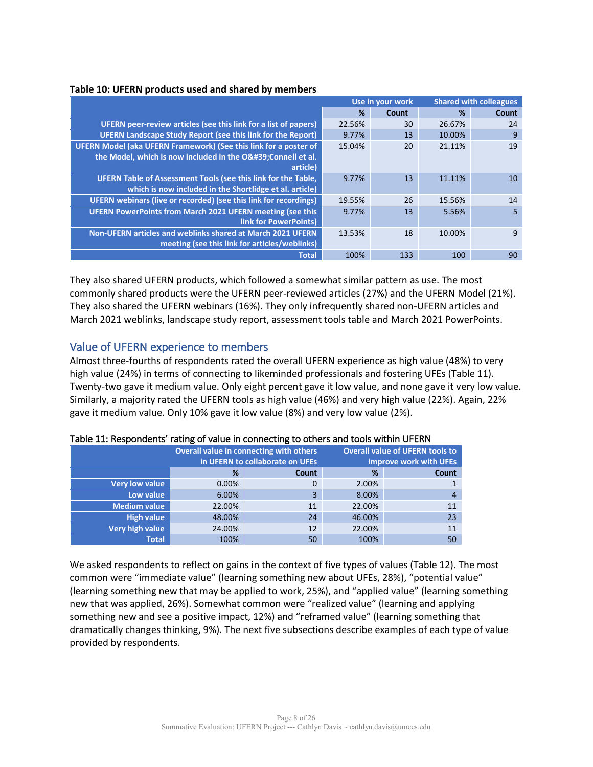**Table 10: UFERN products used and shared by members**

| | Use in your work | | Shared with colleagues | |
|---|---|---|---|---|
| | % | Count | % | Count |
| UFERN peer-review articles (see this link for a list of papers) | 22.56% | 30 | 26.67% | 24 |
| UFERN Landscape Study Report (see this link for the Report) | 9.77% | 13 | 10.00% | 9 |
| UFERN Model (aka UFERN Framework) (See this link for a poster of the Model, which is now included in the O&#39;Connell et al. article) | 15.04% | 20 | 21.11% | 19 |
| UFERN Table of Assessment Tools (see this link for the Table, which is now included in the Shortlidge et al. article) | 9.77% | 13 | 11.11% | 10 |
| UFERN webinars (live or recorded) (see this link for recordings) | 19.55% | 26 | 15.56% | 14 |
| UFERN PowerPoints from March 2021 UFERN meeting (see this link for PowerPoints) | 9.77% | 13 | 5.56% | 5 |
| Non-UFERN articles and weblinks shared at March 2021 UFERN meeting (see this link for articles/weblinks) | 13.53% | 18 | 10.00% | 9 |
| Total | 100% | 133 | 100 | 90 |

They also shared UFERN products, which followed a somewhat similar pattern as use. The most commonly shared products were the UFERN peer-reviewed articles (27%) and the UFERN Model (21%). They also shared the UFERN webinars (16%). They only infrequently shared non-UFERN articles and March 2021 weblinks, landscape study report, assessment tools table and March 2021 PowerPoints.

## Value of UFERN experience to members

Almost three-fourths of respondents rated the overall UFERN experience as high value (48%) to very high value (24%) in terms of connecting to likeminded professionals and fostering UFEs (Table 11). Twenty-two gave it medium value. Only eight percent gave it low value, and none gave it very low value. Similarly, a majority rated the UFERN tools as high value (46%) and very high value (22%). Again, 22% gave it medium value. Only 10% gave it low value (8%) and very low value (2%).

Table 11: Respondents' rating of value in connecting to others and tools within UFERN

| | Overall value in connecting with others in UFERN to collaborate on UFEs | | Overall value of UFERN tools to improve work with UFEs | |
|---|---|---|---|---|
| | % | Count | % | Count |
| Very low value | 0.00% | 0 | 2.00% | 1 |
| Low value | 6.00% | 3 | 8.00% | 4 |
| Medium value | 22.00% | 11 | 22.00% | 11 |
| High value | 48.00% | 24 | 46.00% | 23 |
| Very high value | 24.00% | 12 | 22.00% | 11 |
| Total | 100% | 50 | 100% | 50 |

We asked respondents to reflect on gains in the context of five types of values (Table 12). The most common were "immediate value" (learning something new about UFEs, 28%), "potential value" (learning something new that may be applied to work, 25%), and "applied value" (learning something new that was applied, 26%). Somewhat common were "realized value" (learning and applying something new and see a positive impact, 12%) and "reframed value" (learning something that dramatically changes thinking, 9%). The next five subsections describe examples of each type of value provided by respondents.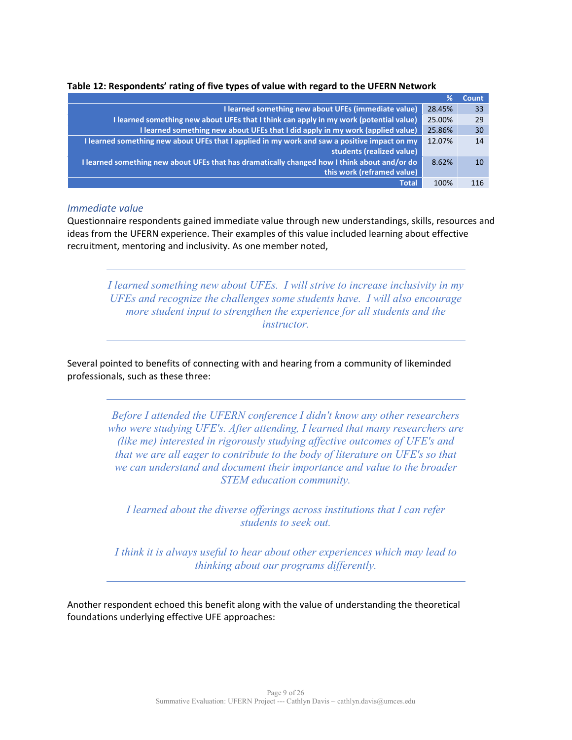**Table 12: Respondents' rating of five types of value with regard to the UFERN Network**

| | % | Count |
|---|---|---|
| I learned something new about UFEs (immediate value) | 28.45% | 33 |
| I learned something new about UFEs that I think can apply in my work (potential value) | 25.00% | 29 |
| I learned something new about UFEs that I did apply in my work (applied value) | 25.86% | 30 |
| I learned something new about UFEs that I applied in my work and saw a positive impact on my students (realized value) | 12.07% | 14 |
| I learned something new about UFEs that has dramatically changed how I think about and/or do this work (reframed value) | 8.62% | 10 |
| Total | 100% | 116 |

### *Immediate value*

Questionnaire respondents gained immediate value through new understandings, skills, resources and ideas from the UFERN experience. Their examples of this value included learning about effective recruitment, mentoring and inclusivity. As one member noted,

> *I learned something new about UFEs. I will strive to increase inclusivity in my UFEs and recognize the challenges some students have. I will also encourage more student input to strengthen the experience for all students and the instructor.*

Several pointed to benefits of connecting with and hearing from a community of likeminded professionals, such as these three:

> *Before I attended the UFERN conference I didn't know any other researchers who were studying UFE's. After attending, I learned that many researchers are (like me) interested in rigorously studying affective outcomes of UFE's and that we are all eager to contribute to the body of literature on UFE's so that we can understand and document their importance and value to the broader STEM education community.*
>
> *I learned about the diverse offerings across institutions that I can refer students to seek out.*
>
> *I think it is always useful to hear about other experiences which may lead to thinking about our programs differently.*

Another respondent echoed this benefit along with the value of understanding the theoretical foundations underlying effective UFE approaches: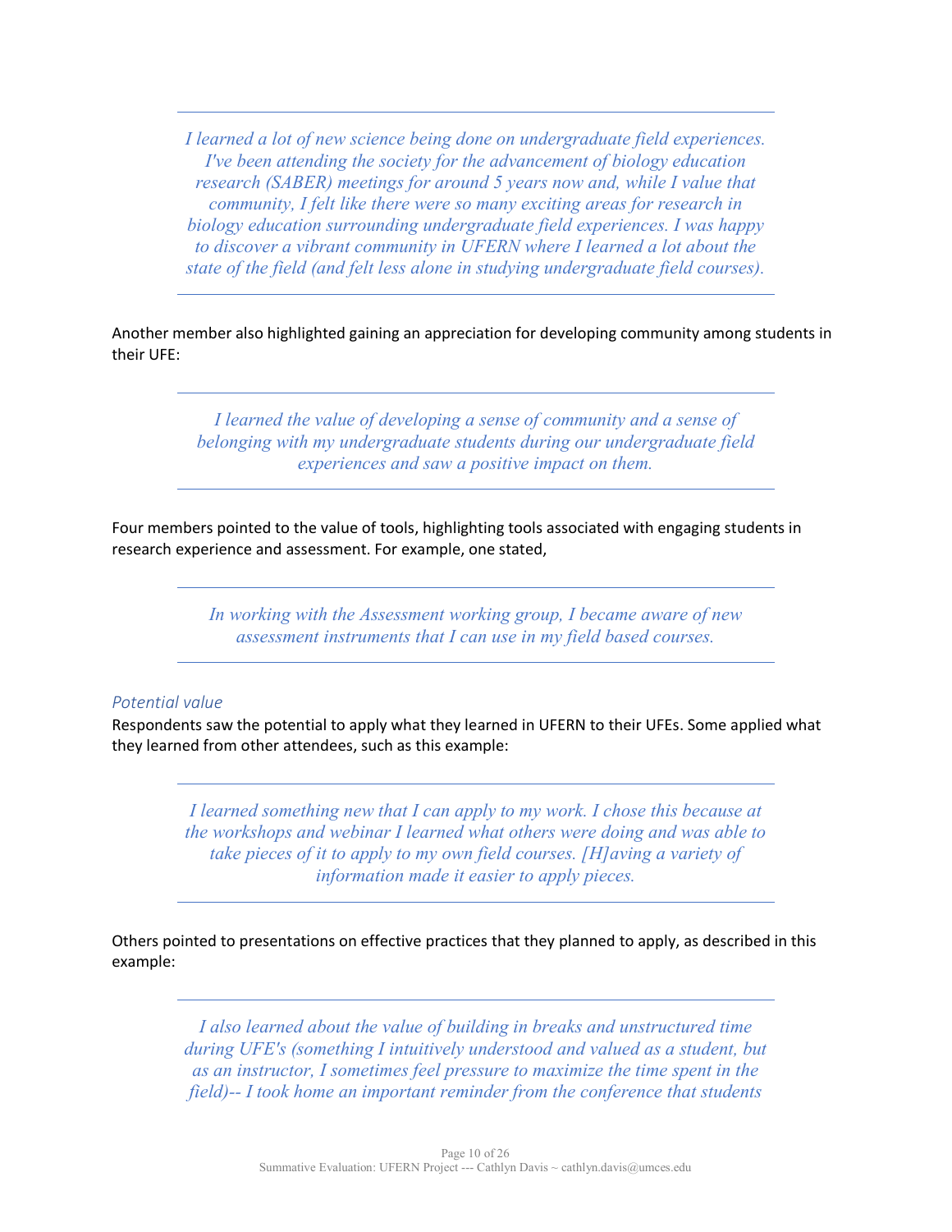> *I learned a lot of new science being done on undergraduate field experiences. I've been attending the society for the advancement of biology education research (SABER) meetings for around 5 years now and, while I value that community, I felt like there were so many exciting areas for research in biology education surrounding undergraduate field experiences. I was happy to discover a vibrant community in UFERN where I learned a lot about the state of the field (and felt less alone in studying undergraduate field courses).*

Another member also highlighted gaining an appreciation for developing community among students in their UFE:

> *I learned the value of developing a sense of community and a sense of belonging with my undergraduate students during our undergraduate field experiences and saw a positive impact on them.*

Four members pointed to the value of tools, highlighting tools associated with engaging students in research experience and assessment. For example, one stated,

> *In working with the Assessment working group, I became aware of new assessment instruments that I can use in my field based courses.*

### *Potential value*

Respondents saw the potential to apply what they learned in UFERN to their UFEs. Some applied what they learned from other attendees, such as this example:

> *I learned something new that I can apply to my work. I chose this because at the workshops and webinar I learned what others were doing and was able to take pieces of it to apply to my own field courses. [H]aving a variety of information made it easier to apply pieces.*

Others pointed to presentations on effective practices that they planned to apply, as described in this example:

> *I also learned about the value of building in breaks and unstructured time during UFE's (something I intuitively understood and valued as a student, but as an instructor, I sometimes feel pressure to maximize the time spent in the field)-- I took home an important reminder from the conference that students*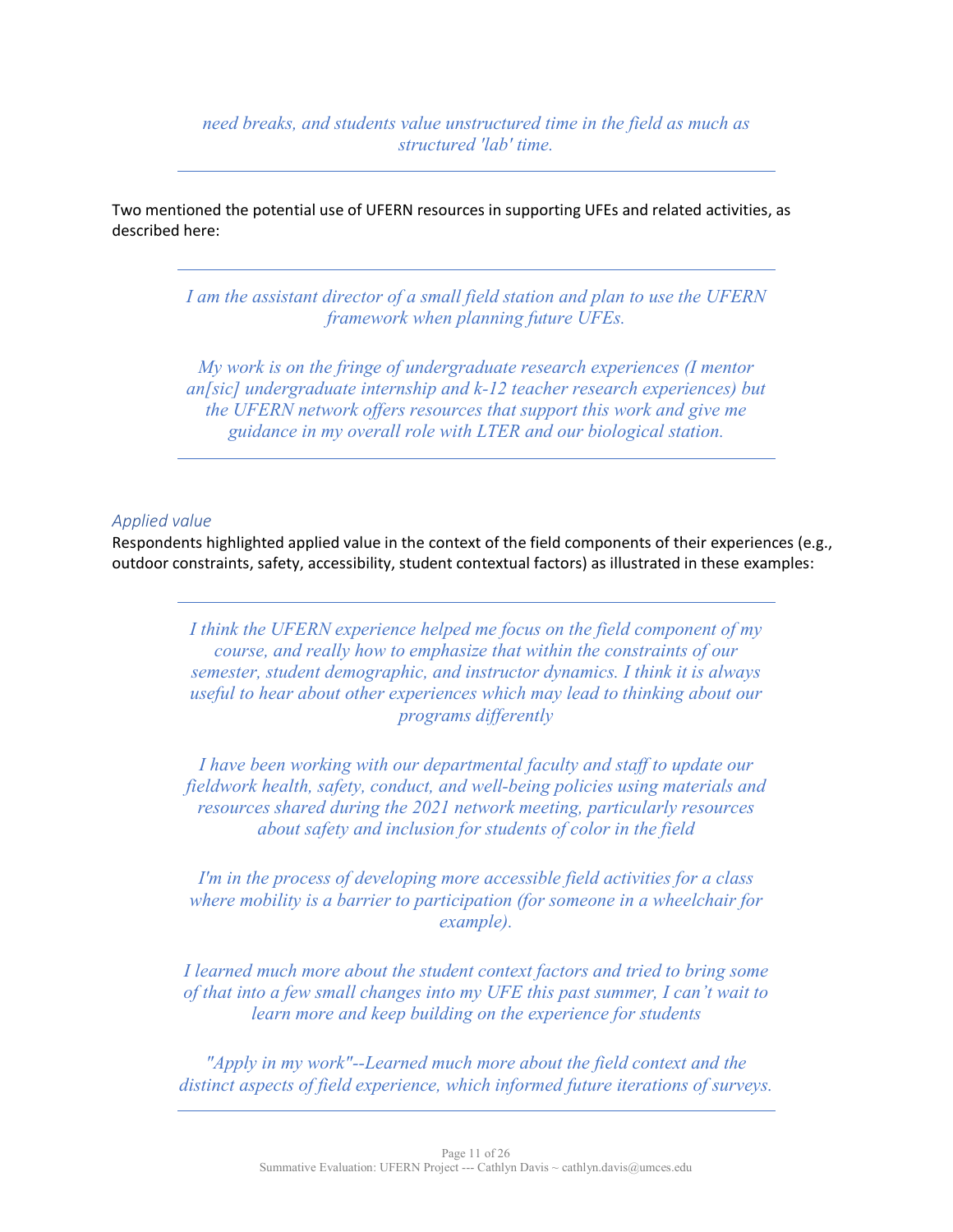*need breaks, and students value unstructured time in the field as much as structured 'lab' time.*

---

Two mentioned the potential use of UFERN resources in supporting UFEs and related activities, as described here:

---

*I am the assistant director of a small field station and plan to use the UFERN framework when planning future UFEs.*

*My work is on the fringe of undergraduate research experiences (I mentor an[sic] undergraduate internship and k-12 teacher research experiences) but the UFERN network offers resources that support this work and give me guidance in my overall role with LTER and our biological station.*

---

### *Applied value*

Respondents highlighted applied value in the context of the field components of their experiences (e.g., outdoor constraints, safety, accessibility, student contextual factors) as illustrated in these examples:

---

*I think the UFERN experience helped me focus on the field component of my course, and really how to emphasize that within the constraints of our semester, student demographic, and instructor dynamics. I think it is always useful to hear about other experiences which may lead to thinking about our programs differently*

*I have been working with our departmental faculty and staff to update our fieldwork health, safety, conduct, and well-being policies using materials and resources shared during the 2021 network meeting, particularly resources about safety and inclusion for students of color in the field*

*I'm in the process of developing more accessible field activities for a class where mobility is a barrier to participation (for someone in a wheelchair for example).*

*I learned much more about the student context factors and tried to bring some of that into a few small changes into my UFE this past summer, I can't wait to learn more and keep building on the experience for students*

*"Apply in my work"--Learned much more about the field context and the distinct aspects of field experience, which informed future iterations of surveys.*

---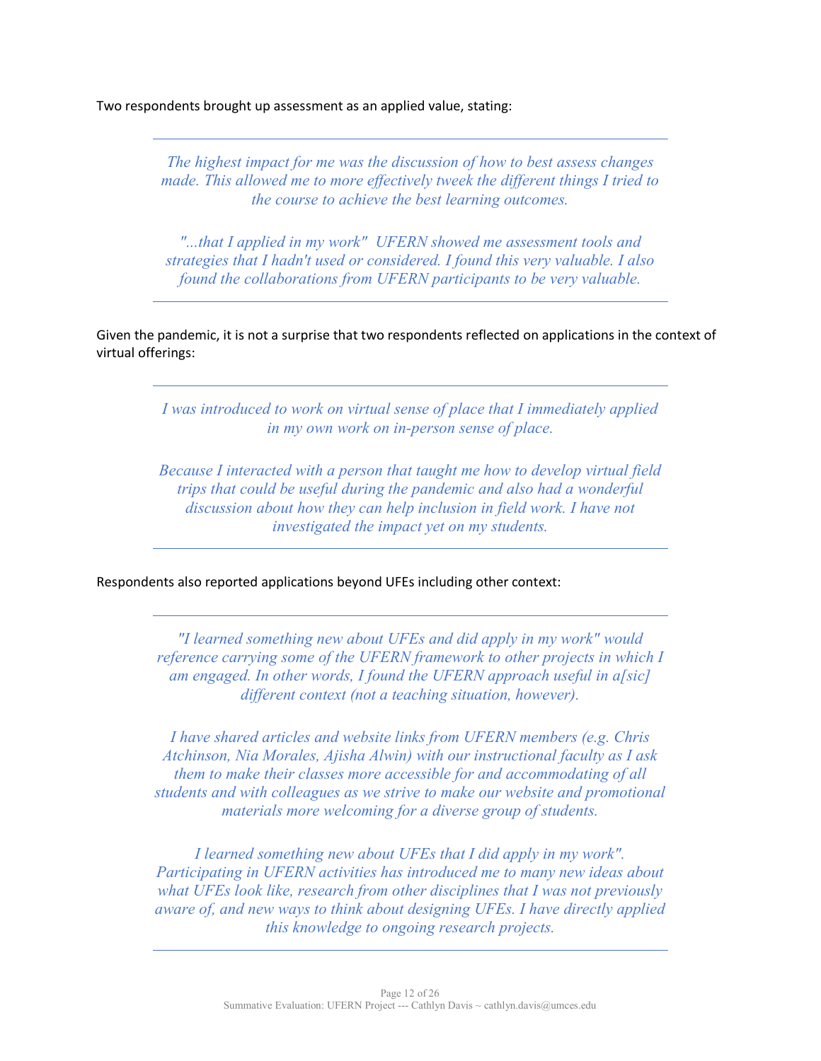Two respondents brought up assessment as an applied value, stating:

---

> *The highest impact for me was the discussion of how to best assess changes made. This allowed me to more effectively tweek the different things I tried to the course to achieve the best learning outcomes.*
>
> *"...that I applied in my work" UFERN showed me assessment tools and strategies that I hadn't used or considered. I found this very valuable. I also found the collaborations from UFERN participants to be very valuable.*

---

Given the pandemic, it is not a surprise that two respondents reflected on applications in the context of virtual offerings:

---

> *I was introduced to work on virtual sense of place that I immediately applied in my own work on in-person sense of place.*
>
> *Because I interacted with a person that taught me how to develop virtual field trips that could be useful during the pandemic and also had a wonderful discussion about how they can help inclusion in field work. I have not investigated the impact yet on my students.*

---

Respondents also reported applications beyond UFEs including other context:

---

> *"I learned something new about UFEs and did apply in my work" would reference carrying some of the UFERN framework to other projects in which I am engaged. In other words, I found the UFERN approach useful in a[sic] different context (not a teaching situation, however).*
>
> *I have shared articles and website links from UFERN members (e.g. Chris Atchinson, Nia Morales, Ajisha Alwin) with our instructional faculty as I ask them to make their classes more accessible for and accommodating of all students and with colleagues as we strive to make our website and promotional materials more welcoming for a diverse group of students.*
>
> *I learned something new about UFEs that I did apply in my work". Participating in UFERN activities has introduced me to many new ideas about what UFEs look like, research from other disciplines that I was not previously aware of, and new ways to think about designing UFEs. I have directly applied this knowledge to ongoing research projects.*

---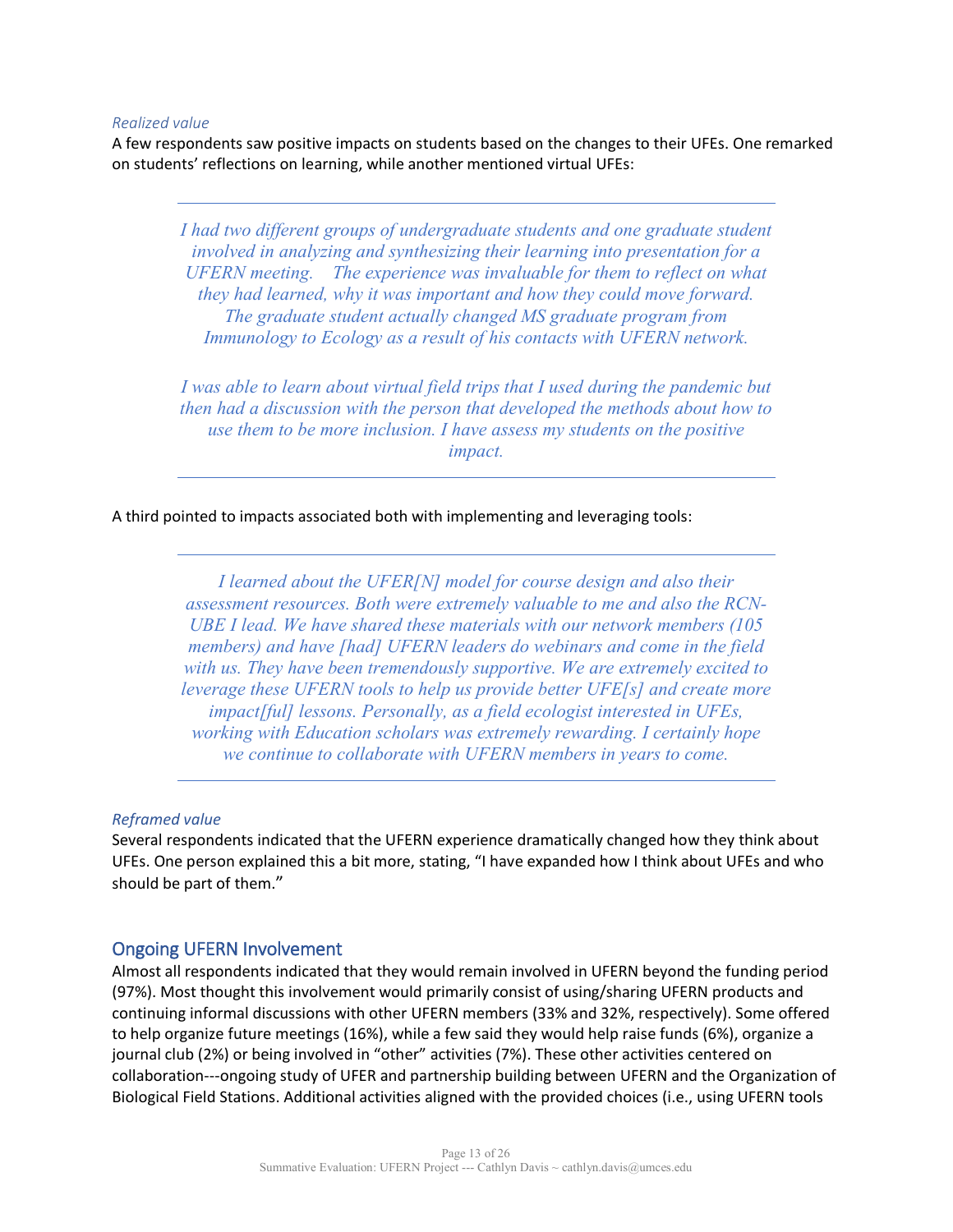*Realized value*

A few respondents saw positive impacts on students based on the changes to their UFEs. One remarked on students' reflections on learning, while another mentioned virtual UFEs:

---

> *I had two different groups of undergraduate students and one graduate student involved in analyzing and synthesizing their learning into presentation for a UFERN meeting. The experience was invaluable for them to reflect on what they had learned, why it was important and how they could move forward. The graduate student actually changed MS graduate program from Immunology to Ecology as a result of his contacts with UFERN network.*

> *I was able to learn about virtual field trips that I used during the pandemic but then had a discussion with the person that developed the methods about how to use them to be more inclusion. I have assess my students on the positive impact.*

---

A third pointed to impacts associated both with implementing and leveraging tools:

---

> *I learned about the UFER[N] model for course design and also their assessment resources. Both were extremely valuable to me and also the RCN-UBE I lead. We have shared these materials with our network members (105 members) and have [had] UFERN leaders do webinars and come in the field with us. They have been tremendously supportive. We are extremely excited to leverage these UFERN tools to help us provide better UFE[s] and create more impact[ful] lessons. Personally, as a field ecologist interested in UFEs, working with Education scholars was extremely rewarding. I certainly hope we continue to collaborate with UFERN members in years to come.*

---

*Reframed value*

Several respondents indicated that the UFERN experience dramatically changed how they think about UFEs. One person explained this a bit more, stating, "I have expanded how I think about UFEs and who should be part of them."

## Ongoing UFERN Involvement

Almost all respondents indicated that they would remain involved in UFERN beyond the funding period (97%). Most thought this involvement would primarily consist of using/sharing UFERN products and continuing informal discussions with other UFERN members (33% and 32%, respectively). Some offered to help organize future meetings (16%), while a few said they would help raise funds (6%), organize a journal club (2%) or being involved in "other" activities (7%). These other activities centered on collaboration---ongoing study of UFER and partnership building between UFERN and the Organization of Biological Field Stations. Additional activities aligned with the provided choices (i.e., using UFERN tools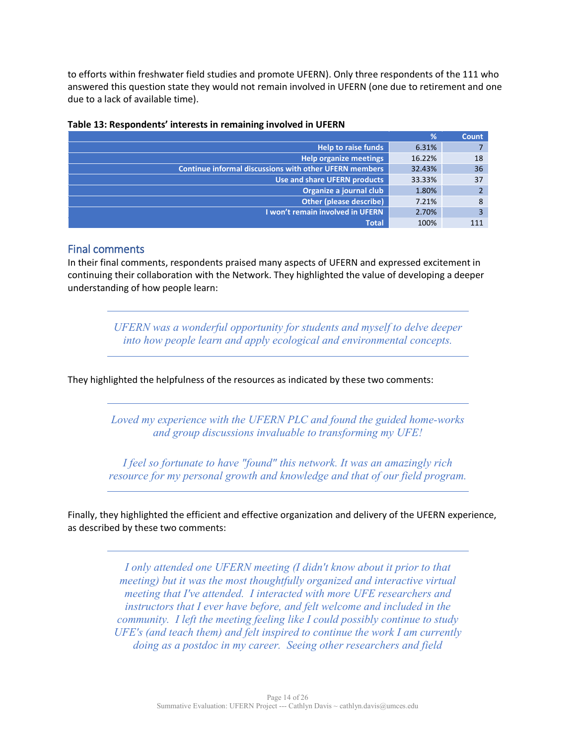to efforts within freshwater field studies and promote UFERN). Only three respondents of the 111 who answered this question state they would not remain involved in UFERN (one due to retirement and one due to a lack of available time).

**Table 13: Respondents' interests in remaining involved in UFERN**

| | % | Count |
|---:|---:|---:|
| **Help to raise funds** | 6.31% | 7 |
| **Help organize meetings** | 16.22% | 18 |
| **Continue informal discussions with other UFERN members** | 32.43% | 36 |
| **Use and share UFERN products** | 33.33% | 37 |
| **Organize a journal club** | 1.80% | 2 |
| **Other (please describe)** | 7.21% | 8 |
| **I won't remain involved in UFERN** | 2.70% | 3 |
| **Total** | 100% | 111 |

## Final comments

In their final comments, respondents praised many aspects of UFERN and expressed excitement in continuing their collaboration with the Network. They highlighted the value of developing a deeper understanding of how people learn:

> *UFERN was a wonderful opportunity for students and myself to delve deeper into how people learn and apply ecological and environmental concepts.*

They highlighted the helpfulness of the resources as indicated by these two comments:

> *Loved my experience with the UFERN PLC and found the guided home-works and group discussions invaluable to transforming my UFE!*
>
> *I feel so fortunate to have "found" this network. It was an amazingly rich resource for my personal growth and knowledge and that of our field program.*

Finally, they highlighted the efficient and effective organization and delivery of the UFERN experience, as described by these two comments:

> *I only attended one UFERN meeting (I didn't know about it prior to that meeting) but it was the most thoughtfully organized and interactive virtual meeting that I've attended. I interacted with more UFE researchers and instructors that I ever have before, and felt welcome and included in the community. I left the meeting feeling like I could possibly continue to study UFE's (and teach them) and felt inspired to continue the work I am currently doing as a postdoc in my career. Seeing other researchers and field*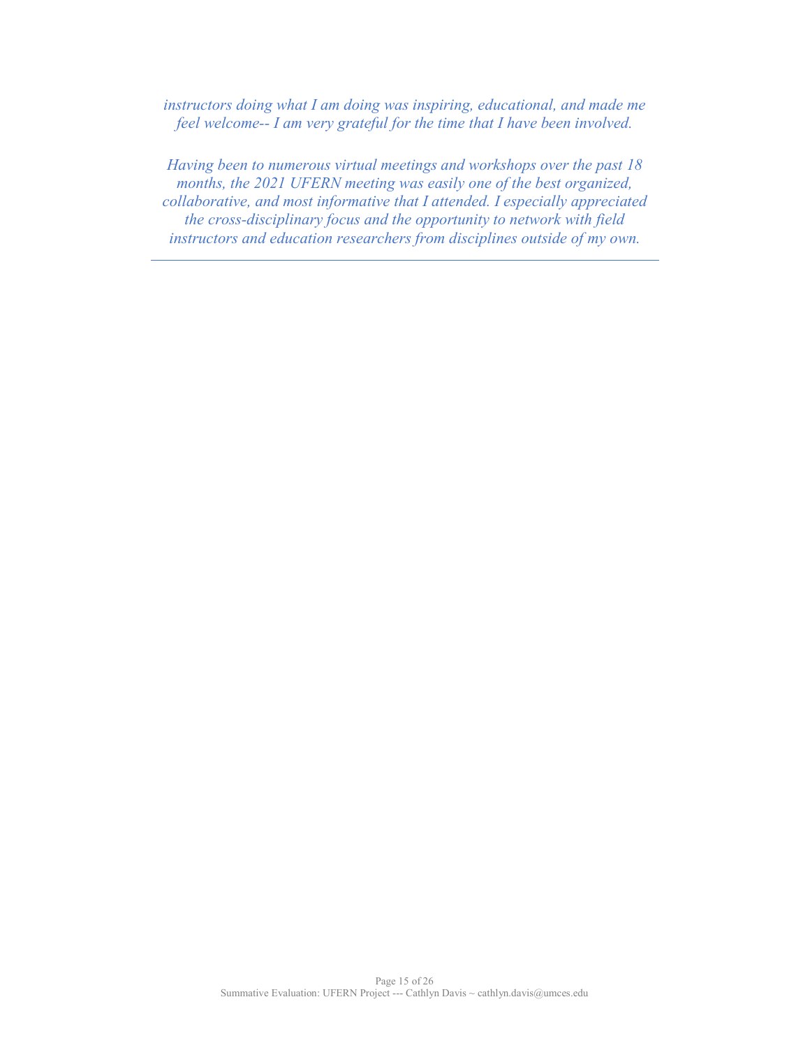*instructors doing what I am doing was inspiring, educational, and made me feel welcome-- I am very grateful for the time that I have been involved.*

*Having been to numerous virtual meetings and workshops over the past 18 months, the 2021 UFERN meeting was easily one of the best organized, collaborative, and most informative that I attended. I especially appreciated the cross-disciplinary focus and the opportunity to network with field instructors and education researchers from disciplines outside of my own.*

---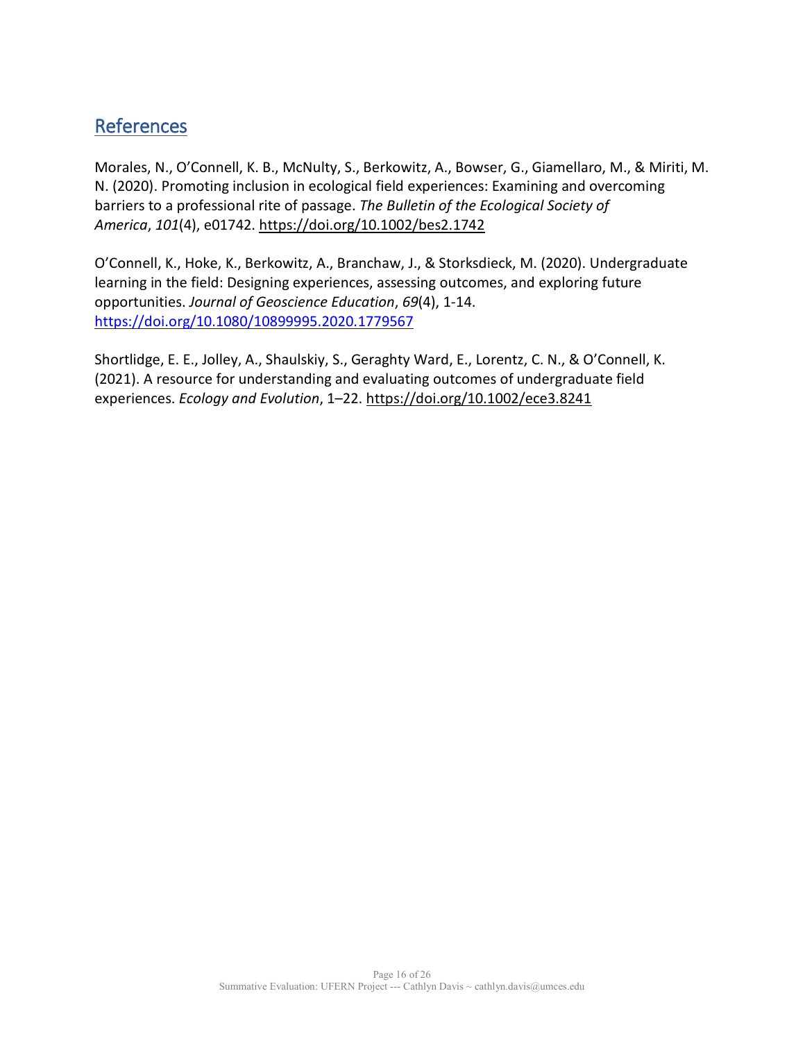## References

Morales, N., O'Connell, K. B., McNulty, S., Berkowitz, A., Bowser, G., Giamellaro, M., & Miriti, M. N. (2020). Promoting inclusion in ecological field experiences: Examining and overcoming barriers to a professional rite of passage. *The Bulletin of the Ecological Society of America*, *101*(4), e01742. https://doi.org/10.1002/bes2.1742

O'Connell, K., Hoke, K., Berkowitz, A., Branchaw, J., & Storksdieck, M. (2020). Undergraduate learning in the field: Designing experiences, assessing outcomes, and exploring future opportunities. *Journal of Geoscience Education*, *69*(4), 1-14. https://doi.org/10.1080/10899995.2020.1779567

Shortlidge, E. E., Jolley, A., Shaulskiy, S., Geraghty Ward, E., Lorentz, C. N., & O'Connell, K. (2021). A resource for understanding and evaluating outcomes of undergraduate field experiences. *Ecology and Evolution*, 1–22. https://doi.org/10.1002/ece3.8241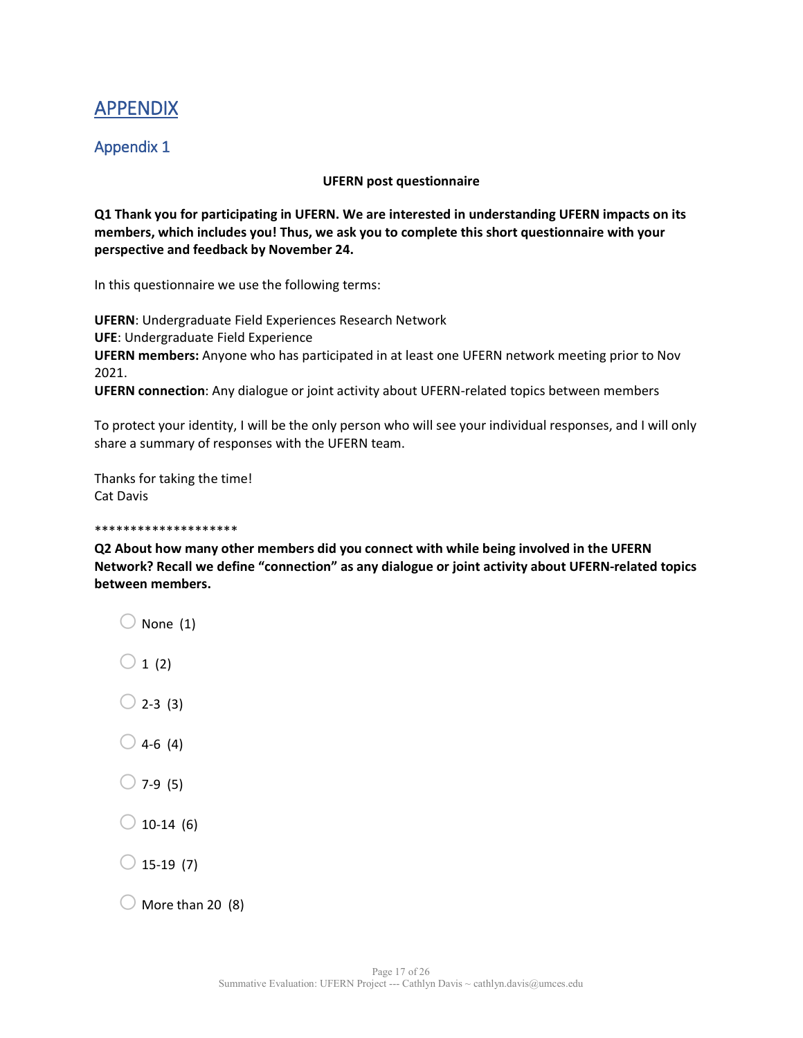# APPENDIX

## Appendix 1

**UFERN post questionnaire**

**Q1 Thank you for participating in UFERN. We are interested in understanding UFERN impacts on its members, which includes you! Thus, we ask you to complete this short questionnaire with your perspective and feedback by November 24.**

In this questionnaire we use the following terms:

**UFERN**: Undergraduate Field Experiences Research Network
**UFE**: Undergraduate Field Experience
**UFERN members:** Anyone who has participated in at least one UFERN network meeting prior to Nov 2021.
**UFERN connection**: Any dialogue or joint activity about UFERN-related topics between members

To protect your identity, I will be the only person who will see your individual responses, and I will only share a summary of responses with the UFERN team.

Thanks for taking the time!
Cat Davis

********************

**Q2 About how many other members did you connect with while being involved in the UFERN Network? Recall we define "connection" as any dialogue or joint activity about UFERN-related topics between members.**

- None (1)
- 1 (2)
- 2-3 (3)
- 4-6 (4)
- 7-9 (5)
- 10-14 (6)
- 15-19 (7)
- More than 20 (8)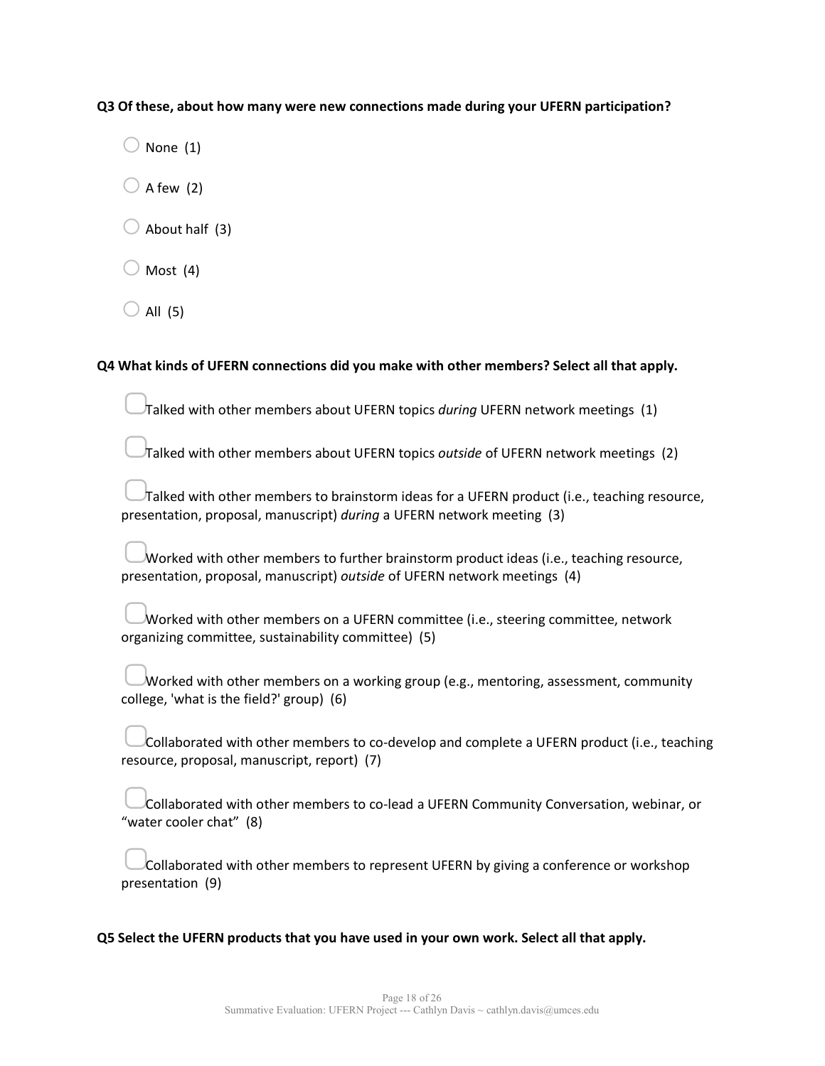**Q3 Of these, about how many were new connections made during your UFERN participation?**

- ○ None (1)
- ○ A few (2)
- ○ About half (3)
- ○ Most (4)
- ○ All (5)

**Q4 What kinds of UFERN connections did you make with other members? Select all that apply.**

- ▢ Talked with other members about UFERN topics *during* UFERN network meetings (1)
- ▢ Talked with other members about UFERN topics *outside* of UFERN network meetings (2)
- ▢ Talked with other members to brainstorm ideas for a UFERN product (i.e., teaching resource, presentation, proposal, manuscript) *during* a UFERN network meeting (3)
- ▢ Worked with other members to further brainstorm product ideas (i.e., teaching resource, presentation, proposal, manuscript) *outside* of UFERN network meetings (4)
- ▢ Worked with other members on a UFERN committee (i.e., steering committee, network organizing committee, sustainability committee) (5)
- ▢ Worked with other members on a working group (e.g., mentoring, assessment, community college, 'what is the field?' group) (6)
- ▢ Collaborated with other members to co-develop and complete a UFERN product (i.e., teaching resource, proposal, manuscript, report) (7)
- ▢ Collaborated with other members to co-lead a UFERN Community Conversation, webinar, or "water cooler chat" (8)
- ▢ Collaborated with other members to represent UFERN by giving a conference or workshop presentation (9)

**Q5 Select the UFERN products that you have used in your own work. Select all that apply.**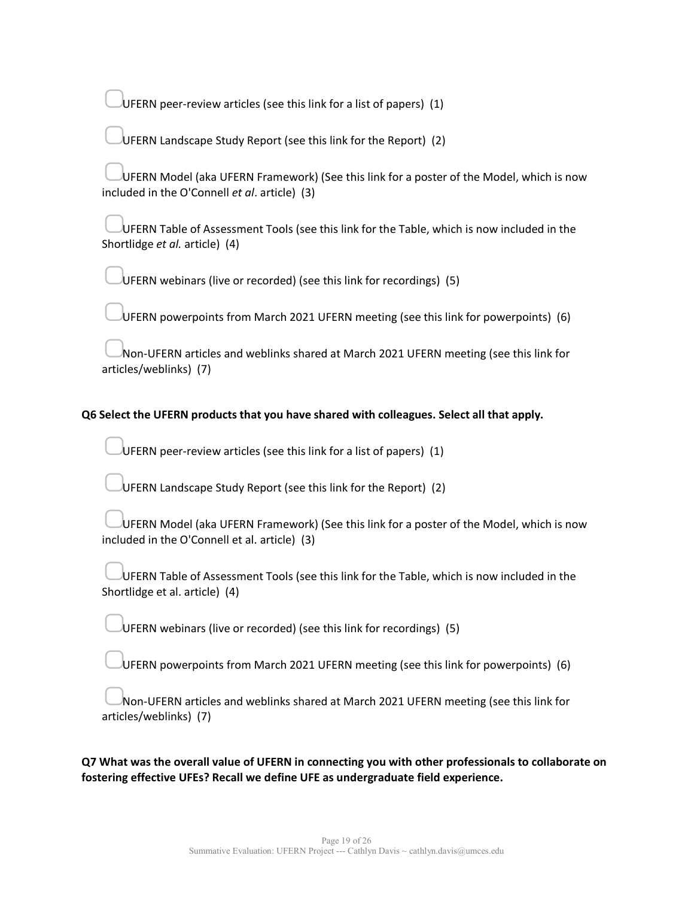- ☐ UFERN peer-review articles (see this link for a list of papers) (1)
- ☐ UFERN Landscape Study Report (see this link for the Report) (2)
- ☐ UFERN Model (aka UFERN Framework) (See this link for a poster of the Model, which is now included in the O'Connell *et al*. article) (3)
- ☐ UFERN Table of Assessment Tools (see this link for the Table, which is now included in the Shortlidge *et al.* article) (4)
- ☐ UFERN webinars (live or recorded) (see this link for recordings) (5)
- ☐ UFERN powerpoints from March 2021 UFERN meeting (see this link for powerpoints) (6)
- ☐ Non-UFERN articles and weblinks shared at March 2021 UFERN meeting (see this link for articles/weblinks) (7)

**Q6 Select the UFERN products that you have shared with colleagues. Select all that apply.**

- ☐ UFERN peer-review articles (see this link for a list of papers) (1)
- ☐ UFERN Landscape Study Report (see this link for the Report) (2)
- ☐ UFERN Model (aka UFERN Framework) (See this link for a poster of the Model, which is now included in the O'Connell et al. article) (3)
- ☐ UFERN Table of Assessment Tools (see this link for the Table, which is now included in the Shortlidge et al. article) (4)
- ☐ UFERN webinars (live or recorded) (see this link for recordings) (5)
- ☐ UFERN powerpoints from March 2021 UFERN meeting (see this link for powerpoints) (6)
- ☐ Non-UFERN articles and weblinks shared at March 2021 UFERN meeting (see this link for articles/weblinks) (7)

**Q7 What was the overall value of UFERN in connecting you with other professionals to collaborate on fostering effective UFEs? Recall we define UFE as undergraduate field experience.**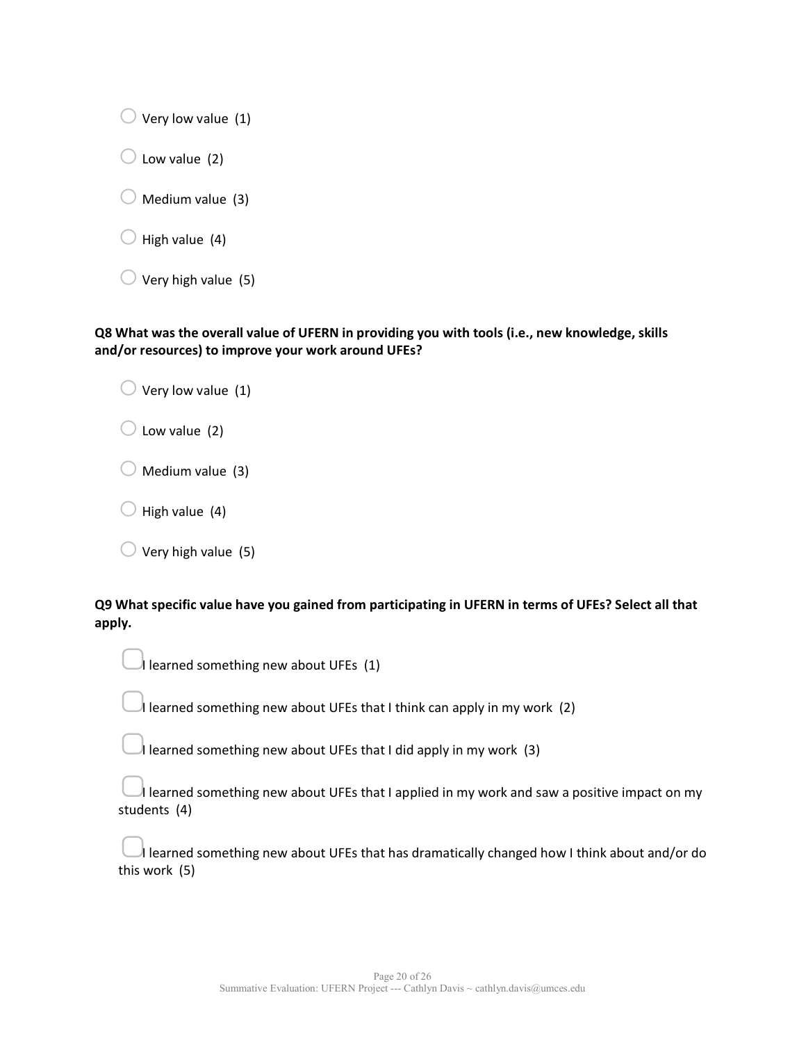- ○ Very low value (1)
- ○ Low value (2)
- ○ Medium value (3)
- ○ High value (4)
- ○ Very high value (5)

**Q8 What was the overall value of UFERN in providing you with tools (i.e., new knowledge, skills and/or resources) to improve your work around UFEs?**

- ○ Very low value (1)
- ○ Low value (2)
- ○ Medium value (3)
- ○ High value (4)
- ○ Very high value (5)

**Q9 What specific value have you gained from participating in UFERN in terms of UFEs? Select all that apply.**

- ▢ I learned something new about UFEs (1)
- ▢ I learned something new about UFEs that I think can apply in my work (2)
- ▢ I learned something new about UFEs that I did apply in my work (3)
- ▢ I learned something new about UFEs that I applied in my work and saw a positive impact on my students (4)
- ▢ I learned something new about UFEs that has dramatically changed how I think about and/or do this work (5)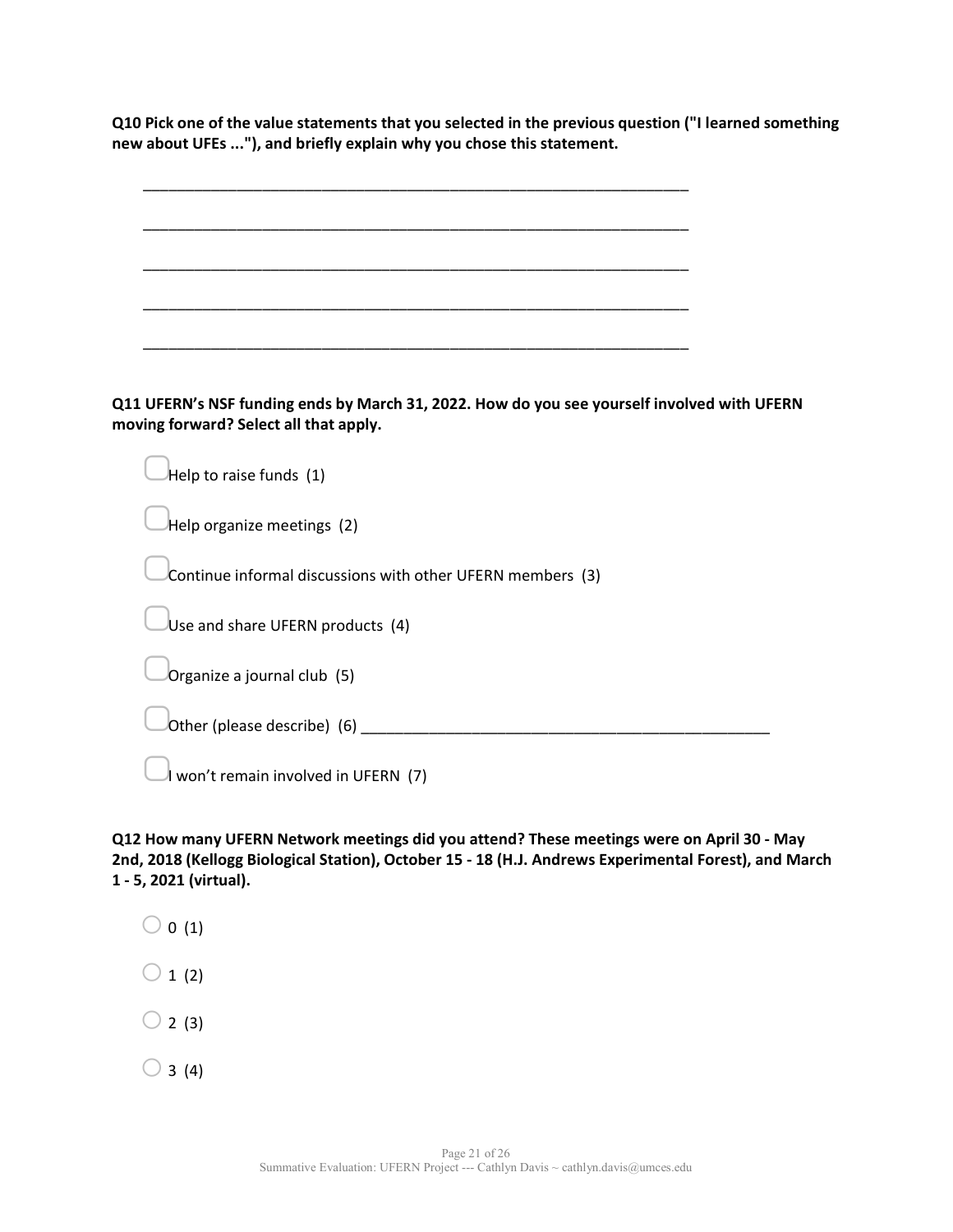**Q10 Pick one of the value statements that you selected in the previous question ("I learned something new about UFEs ..."), and briefly explain why you chose this statement.**

________________________________________________________________

________________________________________________________________

________________________________________________________________

________________________________________________________________

________________________________________________________________

**Q11 UFERN's NSF funding ends by March 31, 2022. How do you see yourself involved with UFERN moving forward? Select all that apply.**

▢ Help to raise funds (1)

▢ Help organize meetings (2)

▢ Continue informal discussions with other UFERN members (3)

▢ Use and share UFERN products (4)

▢ Organize a journal club (5)

▢ Other (please describe) (6) ________________________________________________

▢ I won't remain involved in UFERN (7)

**Q12 How many UFERN Network meetings did you attend? These meetings were on April 30 - May 2nd, 2018 (Kellogg Biological Station), October 15 - 18 (H.J. Andrews Experimental Forest), and March 1 - 5, 2021 (virtual).**

○ 0 (1)

○ 1 (2)

○ 2 (3)

○ 3 (4)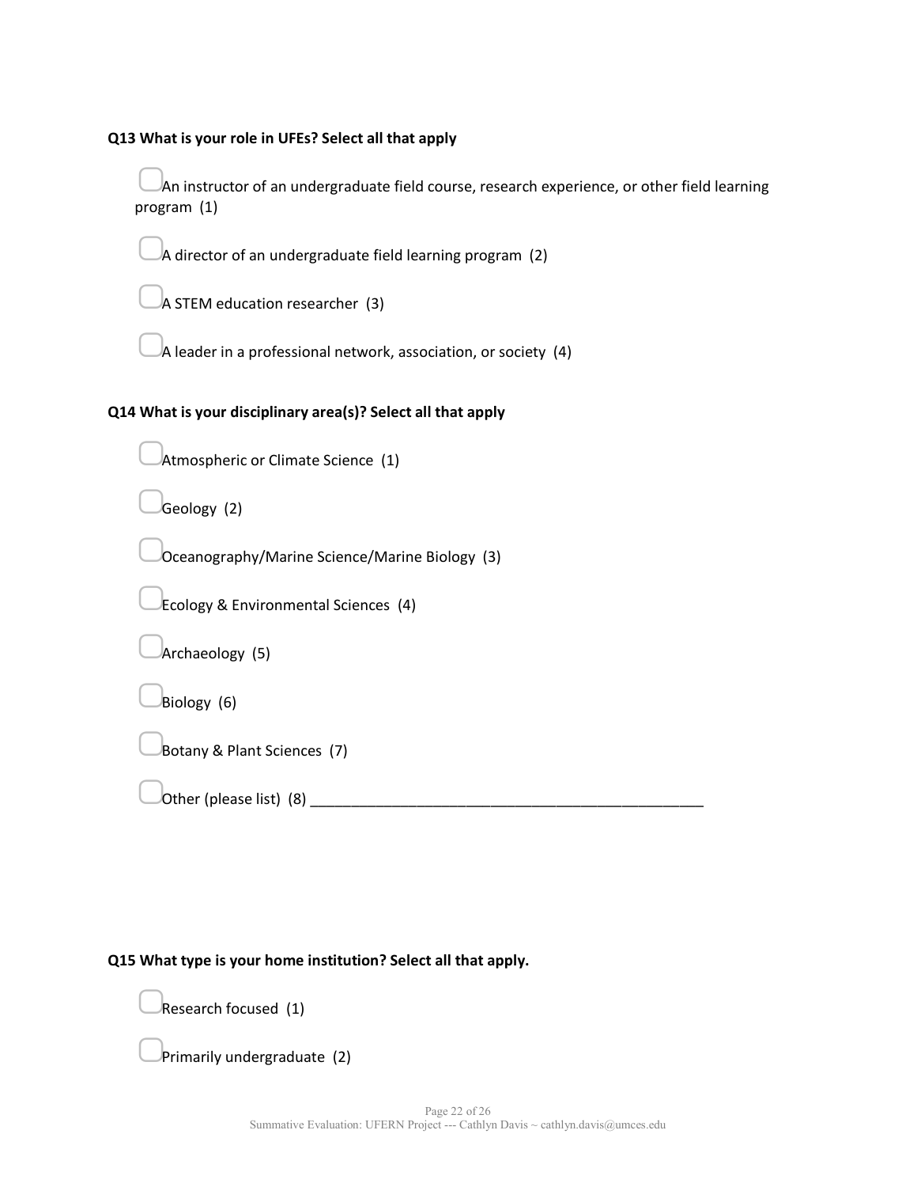**Q13 What is your role in UFEs? Select all that apply**

- ▢ An instructor of an undergraduate field course, research experience, or other field learning program (1)
- ▢ A director of an undergraduate field learning program (2)
- ▢ A STEM education researcher (3)
- ▢ A leader in a professional network, association, or society (4)

**Q14 What is your disciplinary area(s)? Select all that apply**

- ▢ Atmospheric or Climate Science (1)
- ▢ Geology (2)
- ▢ Oceanography/Marine Science/Marine Biology (3)
- ▢ Ecology & Environmental Sciences (4)
- ▢ Archaeology (5)
- ▢ Biology (6)
- ▢ Botany & Plant Sciences (7)
- ▢ Other (please list) (8) ________________________________________________

**Q15 What type is your home institution? Select all that apply.**

- ▢ Research focused (1)
- ▢ Primarily undergraduate (2)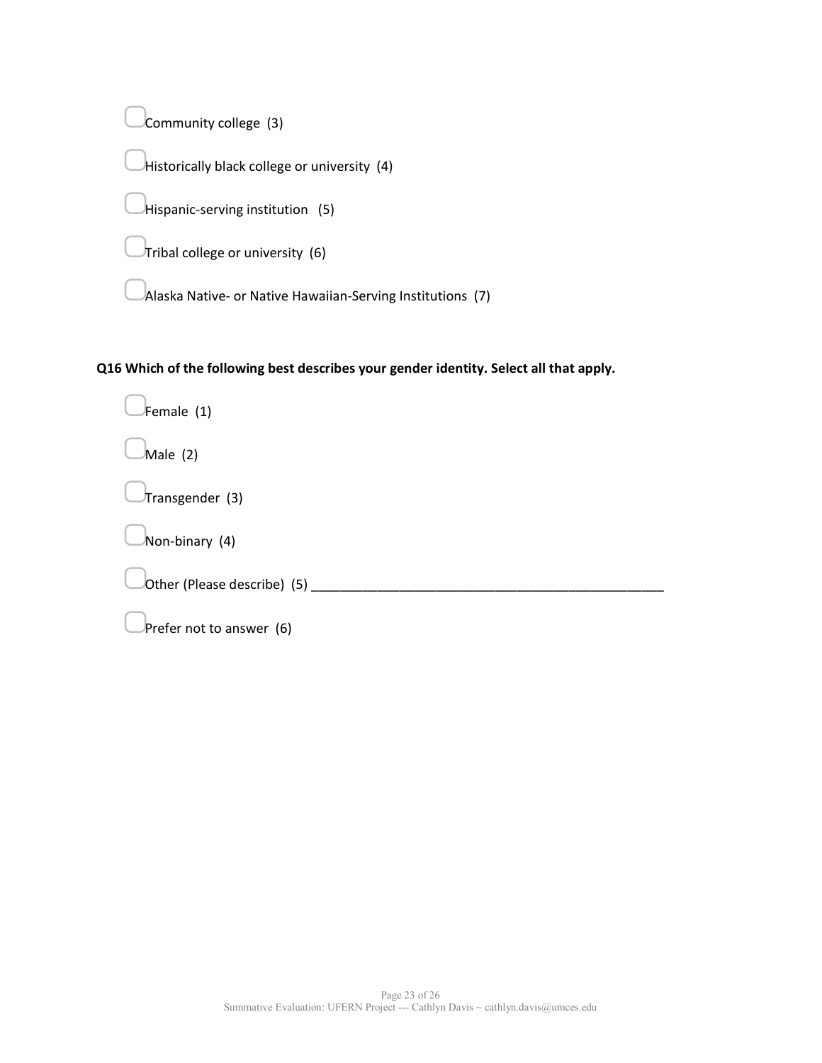- Community college (3)
- Historically black college or university (4)
- Hispanic-serving institution (5)
- Tribal college or university (6)
- Alaska Native- or Native Hawaiian-Serving Institutions (7)

**Q16 Which of the following best describes your gender identity. Select all that apply.**

- Female (1)
- Male (2)
- Transgender (3)
- Non-binary (4)
- Other (Please describe) (5) ________________________________________________
- Prefer not to answer (6)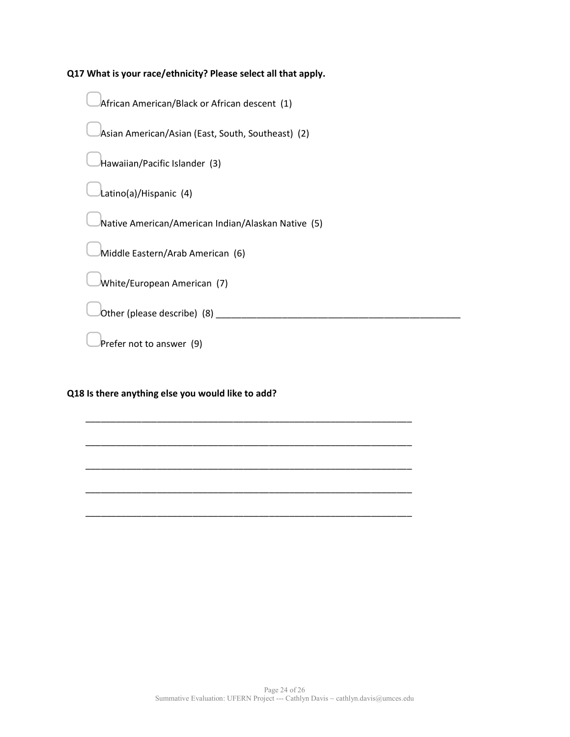**Q17 What is your race/ethnicity? Please select all that apply.**

- ▢ African American/Black or African descent (1)
- ▢ Asian American/Asian (East, South, Southeast) (2)
- ▢ Hawaiian/Pacific Islander (3)
- ▢ Latino(a)/Hispanic (4)
- ▢ Native American/American Indian/Alaskan Native (5)
- ▢ Middle Eastern/Arab American (6)
- ▢ White/European American (7)
- ▢ Other (please describe) (8) ________________________________________________
- ▢ Prefer not to answer (9)

**Q18 Is there anything else you would like to add?**

________________________________________________________________

________________________________________________________________

________________________________________________________________

________________________________________________________________

________________________________________________________________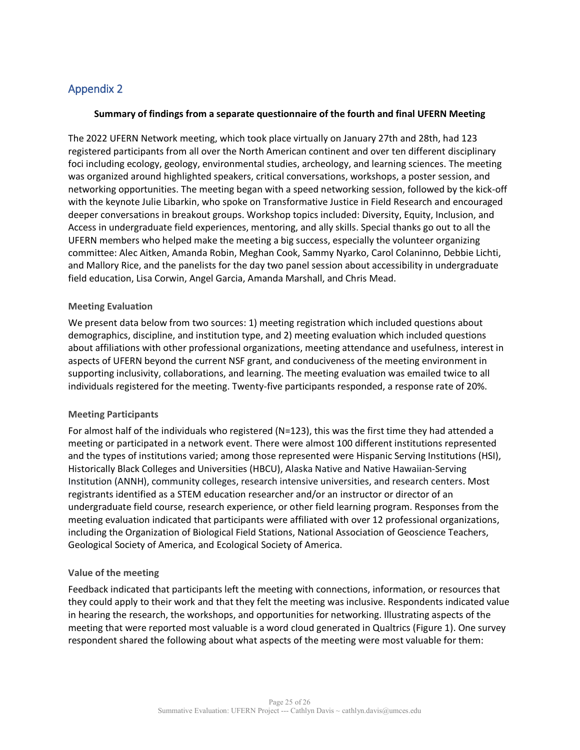## Appendix 2

**Summary of findings from a separate questionnaire of the fourth and final UFERN Meeting**

The 2022 UFERN Network meeting, which took place virtually on January 27th and 28th, had 123 registered participants from all over the North American continent and over ten different disciplinary foci including ecology, geology, environmental studies, archeology, and learning sciences. The meeting was organized around highlighted speakers, critical conversations, workshops, a poster session, and networking opportunities. The meeting began with a speed networking session, followed by the kick-off with the keynote Julie Libarkin, who spoke on Transformative Justice in Field Research and encouraged deeper conversations in breakout groups. Workshop topics included: Diversity, Equity, Inclusion, and Access in undergraduate field experiences, mentoring, and ally skills. Special thanks go out to all the UFERN members who helped make the meeting a big success, especially the volunteer organizing committee: Alec Aitken, Amanda Robin, Meghan Cook, Sammy Nyarko, Carol Colaninno, Debbie Lichti, and Mallory Rice, and the panelists for the day two panel session about accessibility in undergraduate field education, Lisa Corwin, Angel Garcia, Amanda Marshall, and Chris Mead.

### Meeting Evaluation

We present data below from two sources: 1) meeting registration which included questions about demographics, discipline, and institution type, and 2) meeting evaluation which included questions about affiliations with other professional organizations, meeting attendance and usefulness, interest in aspects of UFERN beyond the current NSF grant, and conduciveness of the meeting environment in supporting inclusivity, collaborations, and learning. The meeting evaluation was emailed twice to all individuals registered for the meeting. Twenty-five participants responded, a response rate of 20%.

### Meeting Participants

For almost half of the individuals who registered (N=123), this was the first time they had attended a meeting or participated in a network event. There were almost 100 different institutions represented and the types of institutions varied; among those represented were Hispanic Serving Institutions (HSI), Historically Black Colleges and Universities (HBCU), Alaska Native and Native Hawaiian-Serving Institution (ANNH), community colleges, research intensive universities, and research centers. Most registrants identified as a STEM education researcher and/or an instructor or director of an undergraduate field course, research experience, or other field learning program. Responses from the meeting evaluation indicated that participants were affiliated with over 12 professional organizations, including the Organization of Biological Field Stations, National Association of Geoscience Teachers, Geological Society of America, and Ecological Society of America.

### Value of the meeting

Feedback indicated that participants left the meeting with connections, information, or resources that they could apply to their work and that they felt the meeting was inclusive. Respondents indicated value in hearing the research, the workshops, and opportunities for networking. Illustrating aspects of the meeting that were reported most valuable is a word cloud generated in Qualtrics (Figure 1). One survey respondent shared the following about what aspects of the meeting were most valuable for them: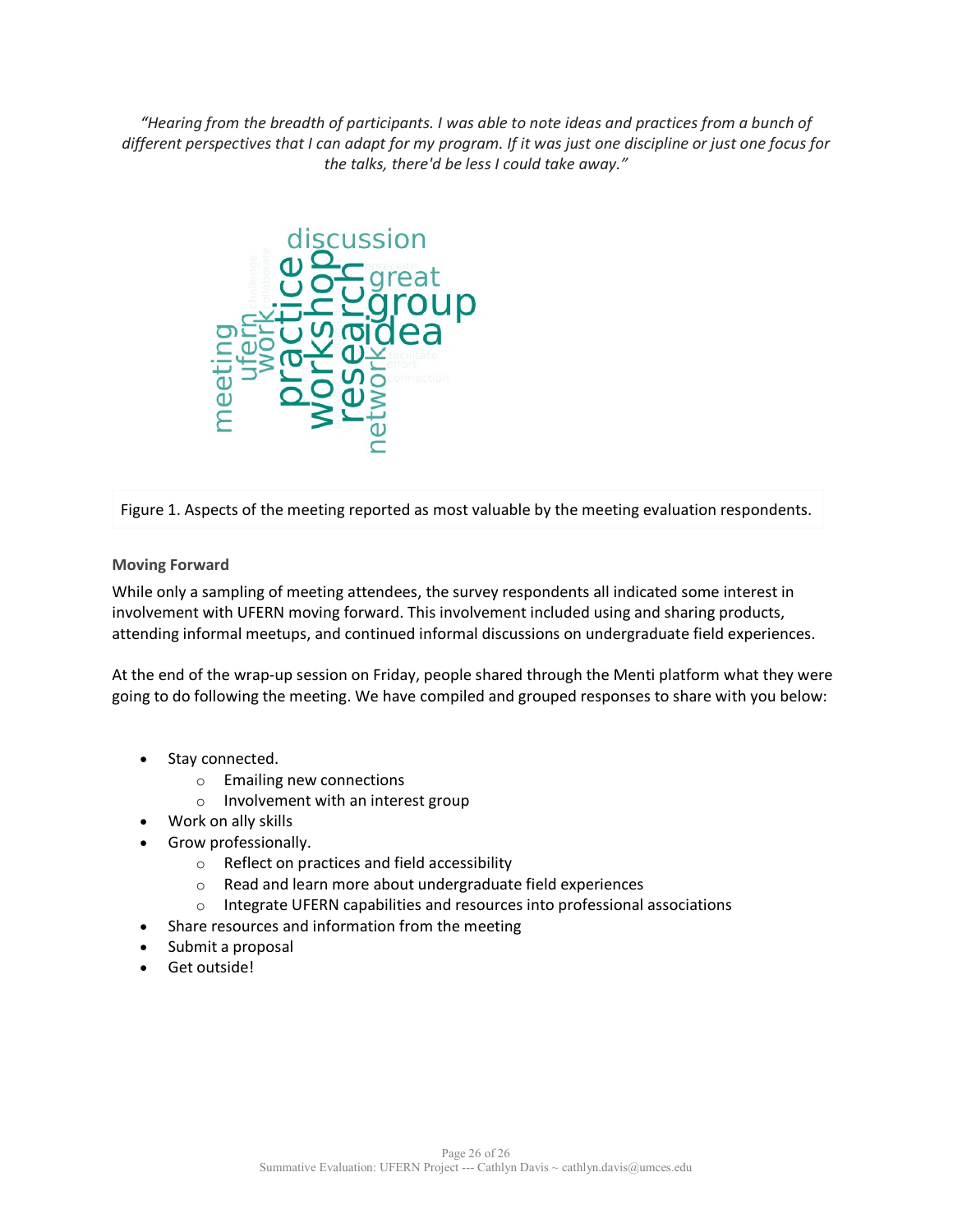*"Hearing from the breadth of participants. I was able to note ideas and practices from a bunch of different perspectives that I can adapt for my program. If it was just one discipline or just one focus for the talks, there'd be less I could take away."*

discussion
great
group
idea
practice
workshop
research
network
meeting
ufern
work
challenge
collaborate
facilitate
effort
connection

Figure 1. Aspects of the meeting reported as most valuable by the meeting evaluation respondents.

### Moving Forward

While only a sampling of meeting attendees, the survey respondents all indicated some interest in involvement with UFERN moving forward. This involvement included using and sharing products, attending informal meetups, and continued informal discussions on undergraduate field experiences.

At the end of the wrap-up session on Friday, people shared through the Menti platform what they were going to do following the meeting. We have compiled and grouped responses to share with you below:

- Stay connected.
  - Emailing new connections
  - Involvement with an interest group
- Work on ally skills
- Grow professionally.
  - Reflect on practices and field accessibility
  - Read and learn more about undergraduate field experiences
  - Integrate UFERN capabilities and resources into professional associations
- Share resources and information from the meeting
- Submit a proposal
- Get outside!